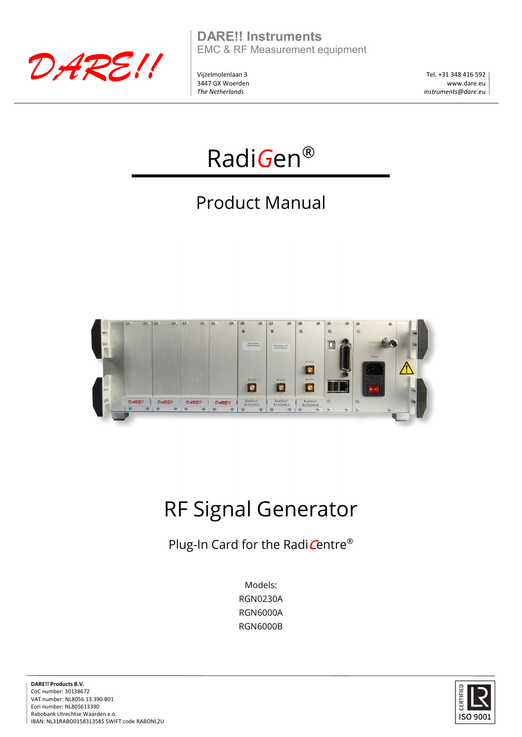DARE!!

**DARE!! Instruments**
EMC & RF Measurement equipment

Vijzelmolenlaan 3
3447 GX Woerden
*The Netherlands*

Tel. +31 348 416 592
www.dare.eu
*instruments@dare.eu*

# RadiGen®

## Product Manual

# RF Signal Generator

Plug-In Card for the RadiCentre®

Models:
RGN0230A
RGN6000A
RGN6000B

**DARE!! Products B.V.**
CoC number: 30138672
VAT number: NL8056.13.390.B01
Eori number: NL805613390
Rabobank Utrechtse Waarden e.o.
IBAN: NL31RABO0158313585 SWIFT code RABONL2U

CERTIFIED ISO 9001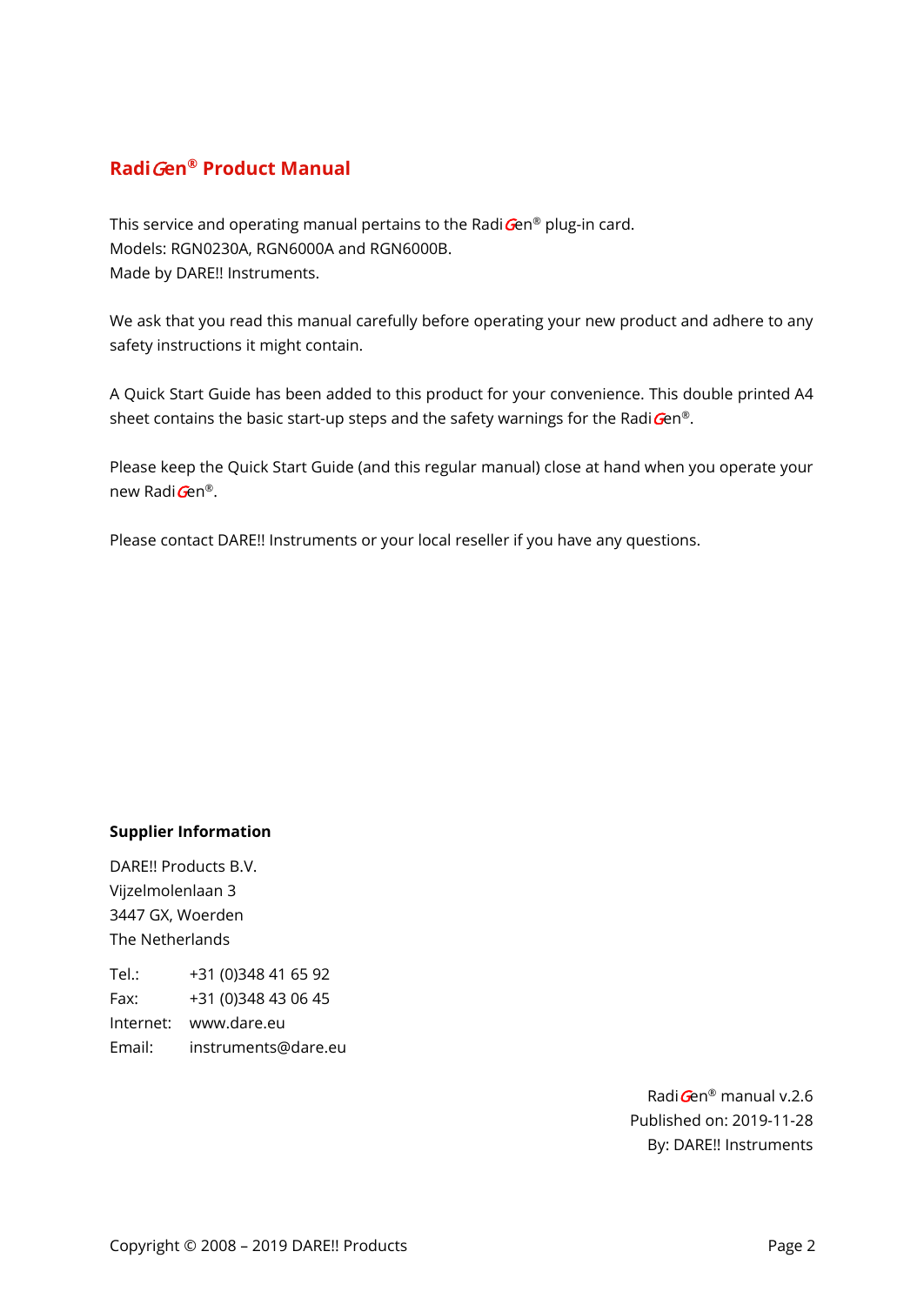# RadiGen® Product Manual

This service and operating manual pertains to the RadiGen® plug-in card.
Models: RGN0230A, RGN6000A and RGN6000B.
Made by DARE!! Instruments.

We ask that you read this manual carefully before operating your new product and adhere to any safety instructions it might contain.

A Quick Start Guide has been added to this product for your convenience. This double printed A4 sheet contains the basic start-up steps and the safety warnings for the RadiGen®.

Please keep the Quick Start Guide (and this regular manual) close at hand when you operate your new RadiGen®.

Please contact DARE!! Instruments or your local reseller if you have any questions.

**Supplier Information**

DARE!! Products B.V.
Vijzelmolenlaan 3
3447 GX, Woerden
The Netherlands

Tel.: +31 (0)348 41 65 92
Fax: +31 (0)348 43 06 45
Internet: www.dare.eu
Email: instruments@dare.eu

RadiGen® manual v.2.6
Published on: 2019-11-28
By: DARE!! Instruments

Copyright © 2008 – 2019 DARE!! Products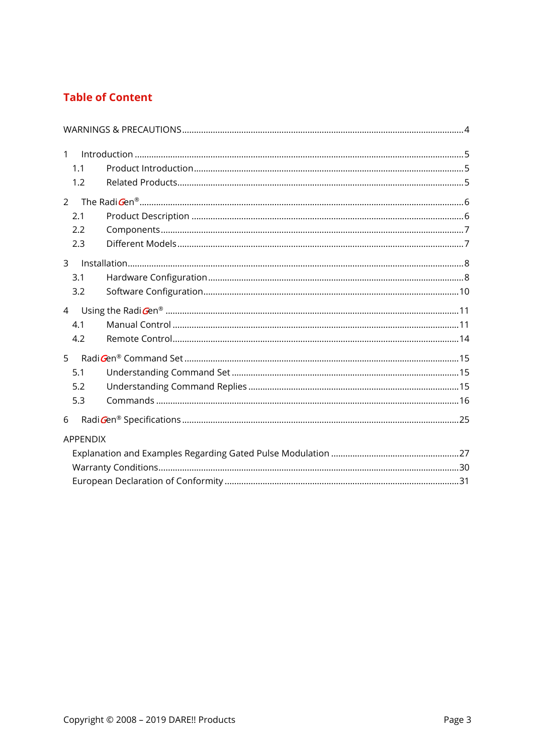# Table of Content

WARNINGS & PRECAUTIONS .....4

1 Introduction .....5
- 1.1 Product Introduction .....5
- 1.2 Related Products .....5

2 The RadiGen® .....6
- 2.1 Product Description .....6
- 2.2 Components .....7
- 2.3 Different Models .....7

3 Installation .....8
- 3.1 Hardware Configuration .....8
- 3.2 Software Configuration .....10

4 Using the RadiGen® .....11
- 4.1 Manual Control .....11
- 4.2 Remote Control .....14

5 RadiGen® Command Set .....15
- 5.1 Understanding Command Set .....15
- 5.2 Understanding Command Replies .....15
- 5.3 Commands .....16

6 RadiGen® Specifications .....25

APPENDIX
- Explanation and Examples Regarding Gated Pulse Modulation .....27
- Warranty Conditions .....30
- European Declaration of Conformity .....31

Copyright © 2008 – 2019 DARE!! Products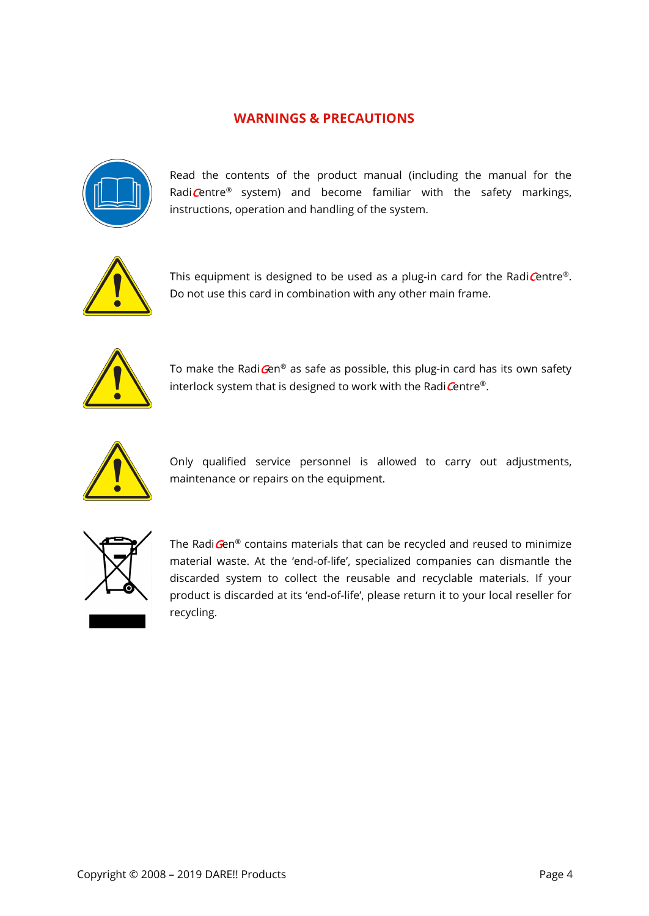## WARNINGS & PRECAUTIONS

Read the contents of the product manual (including the manual for the RadiCentre® system) and become familiar with the safety markings, instructions, operation and handling of the system.

This equipment is designed to be used as a plug-in card for the RadiCentre®. Do not use this card in combination with any other main frame.

To make the RadiGen® as safe as possible, this plug-in card has its own safety interlock system that is designed to work with the RadiCentre®.

Only qualified service personnel is allowed to carry out adjustments, maintenance or repairs on the equipment.

The RadiGen® contains materials that can be recycled and reused to minimize material waste. At the 'end-of-life', specialized companies can dismantle the discarded system to collect the reusable and recyclable materials. If your product is discarded at its 'end-of-life', please return it to your local reseller for recycling.

Copyright © 2008 – 2019 DARE!! Products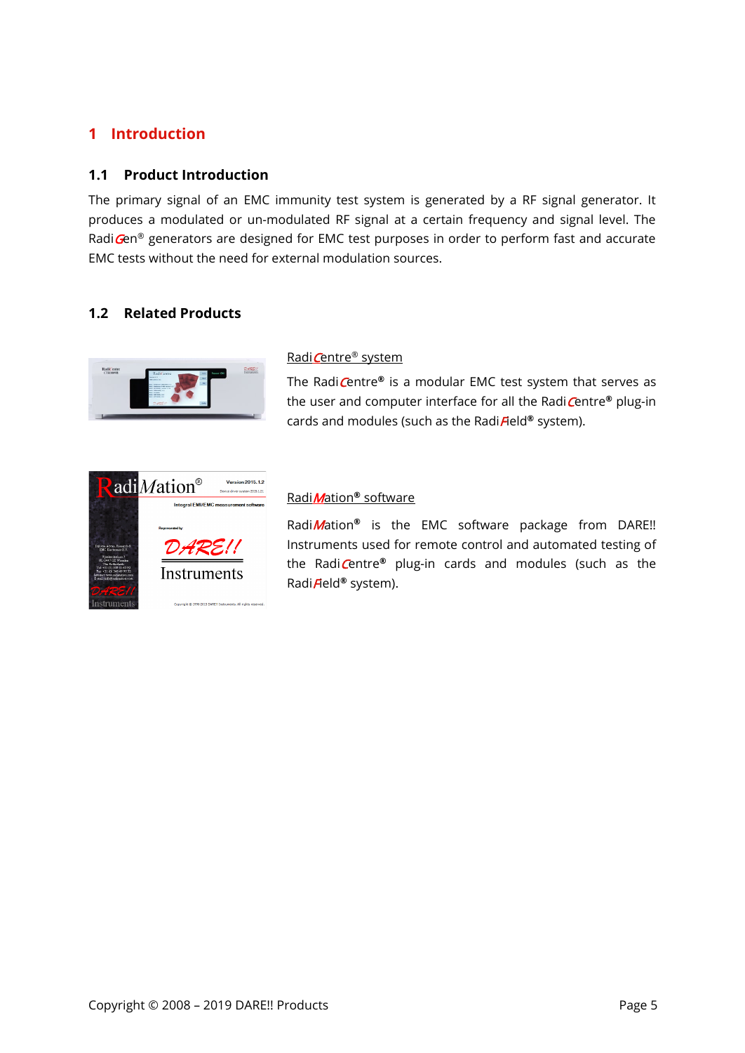# 1 Introduction

## 1.1 Product Introduction

The primary signal of an EMC immunity test system is generated by a RF signal generator. It produces a modulated or un-modulated RF signal at a certain frequency and signal level. The RadiGen® generators are designed for EMC test purposes in order to perform fast and accurate EMC tests without the need for external modulation sources.

## 1.2 Related Products

RadiCentre® system

The RadiCentre® is a modular EMC test system that serves as the user and computer interface for all the RadiCentre® plug-in cards and modules (such as the RadiField® system).

RadiMation® software

RadiMation® is the EMC software package from DARE!! Instruments used for remote control and automated testing of the RadiCentre® plug-in cards and modules (such as the RadiField® system).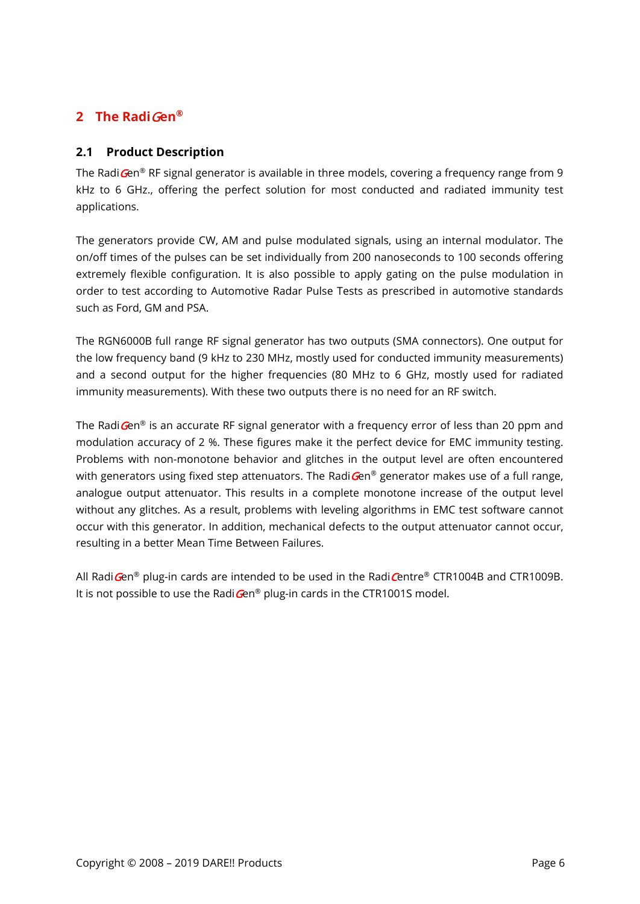# 2 The RadiGen®

## 2.1 Product Description

The RadiGen® RF signal generator is available in three models, covering a frequency range from 9 kHz to 6 GHz., offering the perfect solution for most conducted and radiated immunity test applications.

The generators provide CW, AM and pulse modulated signals, using an internal modulator. The on/off times of the pulses can be set individually from 200 nanoseconds to 100 seconds offering extremely flexible configuration. It is also possible to apply gating on the pulse modulation in order to test according to Automotive Radar Pulse Tests as prescribed in automotive standards such as Ford, GM and PSA.

The RGN6000B full range RF signal generator has two outputs (SMA connectors). One output for the low frequency band (9 kHz to 230 MHz, mostly used for conducted immunity measurements) and a second output for the higher frequencies (80 MHz to 6 GHz, mostly used for radiated immunity measurements). With these two outputs there is no need for an RF switch.

The RadiGen® is an accurate RF signal generator with a frequency error of less than 20 ppm and modulation accuracy of 2 %. These figures make it the perfect device for EMC immunity testing. Problems with non-monotone behavior and glitches in the output level are often encountered with generators using fixed step attenuators. The RadiGen® generator makes use of a full range, analogue output attenuator. This results in a complete monotone increase of the output level without any glitches. As a result, problems with leveling algorithms in EMC test software cannot occur with this generator. In addition, mechanical defects to the output attenuator cannot occur, resulting in a better Mean Time Between Failures.

All RadiGen® plug-in cards are intended to be used in the RadiCentre® CTR1004B and CTR1009B. It is not possible to use the RadiGen® plug-in cards in the CTR1001S model.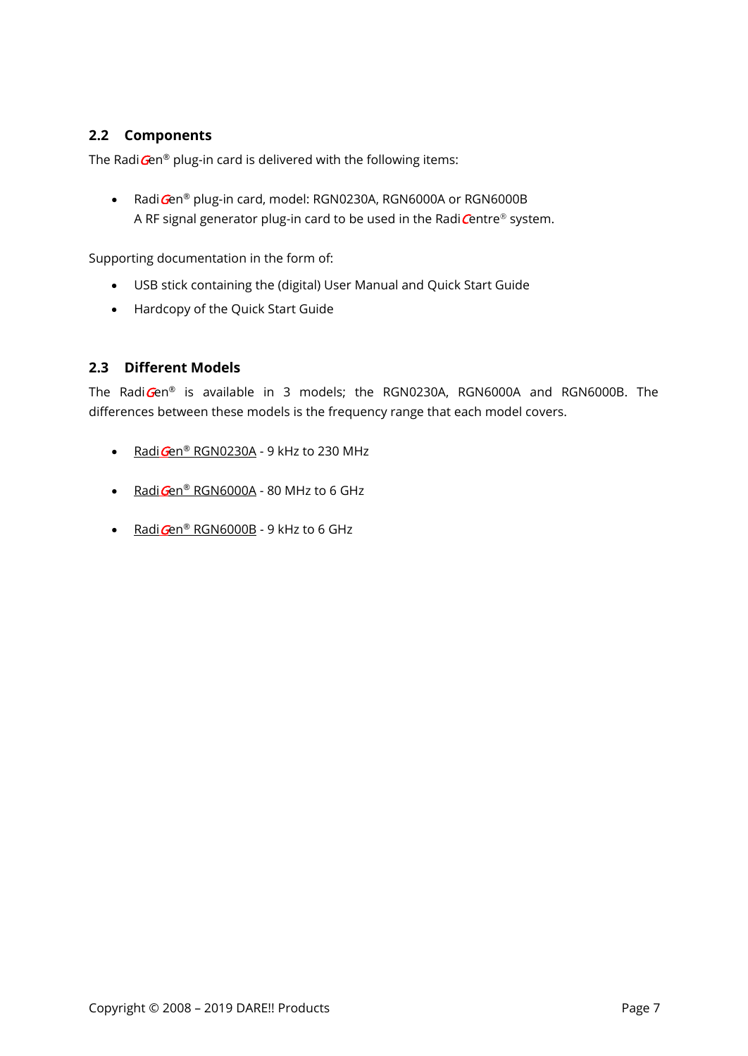## 2.2 Components

The RadiGen® plug-in card is delivered with the following items:

- RadiGen® plug-in card, model: RGN0230A, RGN6000A or RGN6000B
  A RF signal generator plug-in card to be used in the RadiCentre® system.

Supporting documentation in the form of:

- USB stick containing the (digital) User Manual and Quick Start Guide
- Hardcopy of the Quick Start Guide

## 2.3 Different Models

The RadiGen® is available in 3 models; the RGN0230A, RGN6000A and RGN6000B. The differences between these models is the frequency range that each model covers.

- RadiGen® RGN0230A - 9 kHz to 230 MHz
- RadiGen® RGN6000A - 80 MHz to 6 GHz
- RadiGen® RGN6000B - 9 kHz to 6 GHz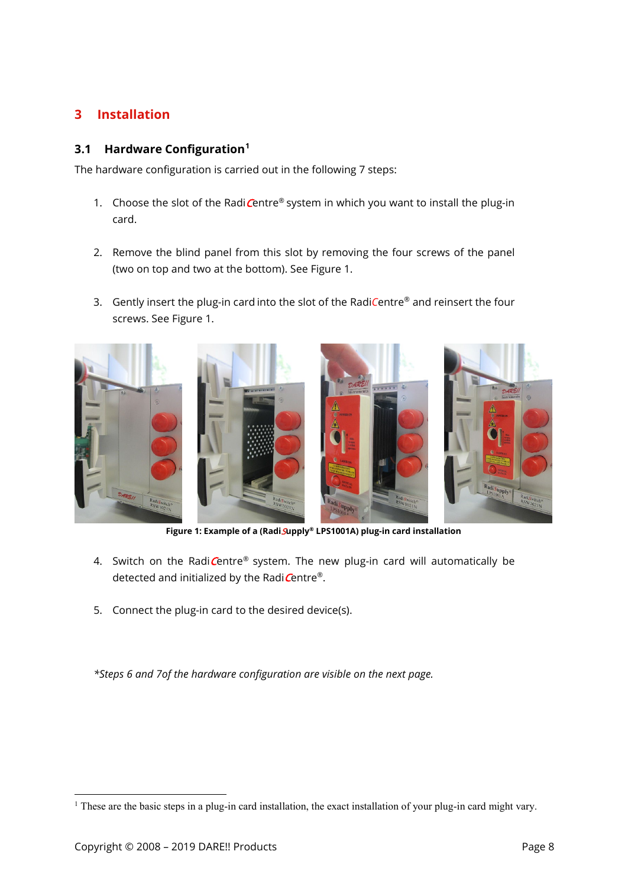# 3 Installation

## 3.1 Hardware Configuration[1]

The hardware configuration is carried out in the following 7 steps:

1. Choose the slot of the RadiCentre® system in which you want to install the plug-in card.

2. Remove the blind panel from this slot by removing the four screws of the panel (two on top and two at the bottom). See Figure 1.

3. Gently insert the plug-in card into the slot of the RadiCentre® and reinsert the four screws. See Figure 1.

**Figure 1: Example of a (RadiSupply® LPS1001A) plug-in card installation**

4. Switch on the RadiCentre® system. The new plug-in card will automatically be detected and initialized by the RadiCentre®.

5. Connect the plug-in card to the desired device(s).

*\*Steps 6 and 7of the hardware configuration are visible on the next page.*

[1] These are the basic steps in a plug-in card installation, the exact installation of your plug-in card might vary.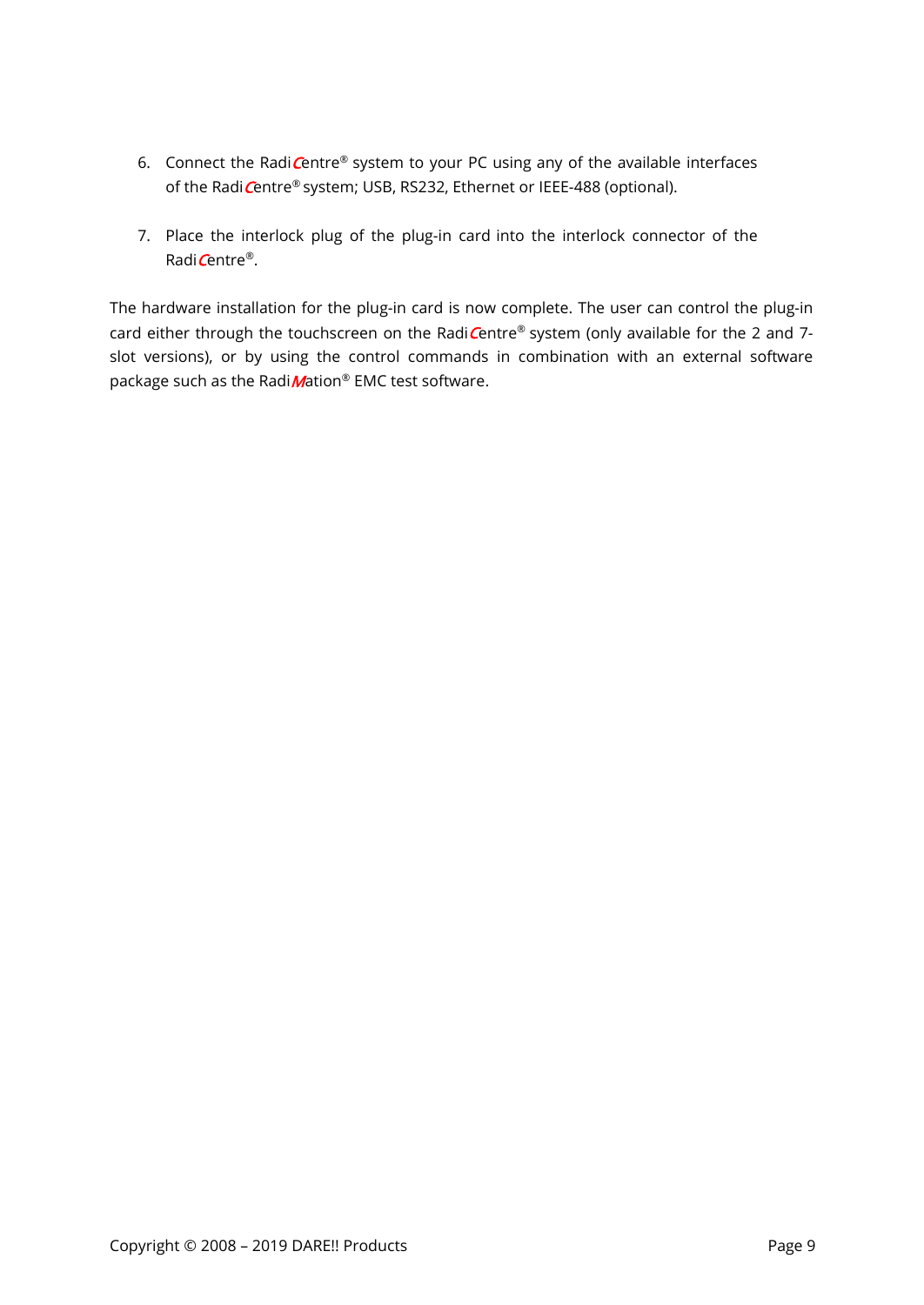6. Connect the RadiCentre® system to your PC using any of the available interfaces of the RadiCentre® system; USB, RS232, Ethernet or IEEE-488 (optional).

7. Place the interlock plug of the plug-in card into the interlock connector of the RadiCentre®.

The hardware installation for the plug-in card is now complete. The user can control the plug-in card either through the touchscreen on the RadiCentre® system (only available for the 2 and 7-slot versions), or by using the control commands in combination with an external software package such as the RadiMation® EMC test software.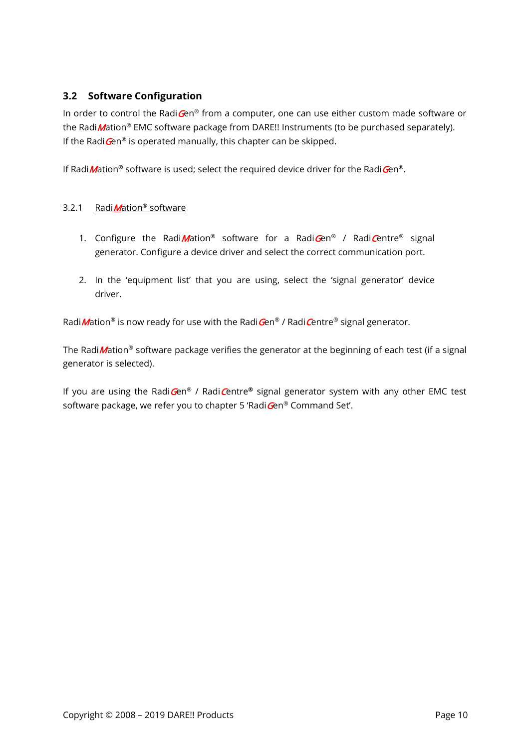## 3.2 Software Configuration

In order to control the RadiGen® from a computer, one can use either custom made software or the RadiMation® EMC software package from DARE!! Instruments (to be purchased separately). If the RadiGen® is operated manually, this chapter can be skipped.

If RadiMation® software is used; select the required device driver for the RadiGen®.

### 3.2.1 RadiMation® software

1. Configure the RadiMation® software for a RadiGen® / RadiCentre® signal generator. Configure a device driver and select the correct communication port.

2. In the 'equipment list' that you are using, select the 'signal generator' device driver.

RadiMation® is now ready for use with the RadiGen® / RadiCentre® signal generator.

The RadiMation® software package verifies the generator at the beginning of each test (if a signal generator is selected).

If you are using the RadiGen® / RadiCentre® signal generator system with any other EMC test software package, we refer you to chapter 5 'RadiGen® Command Set'.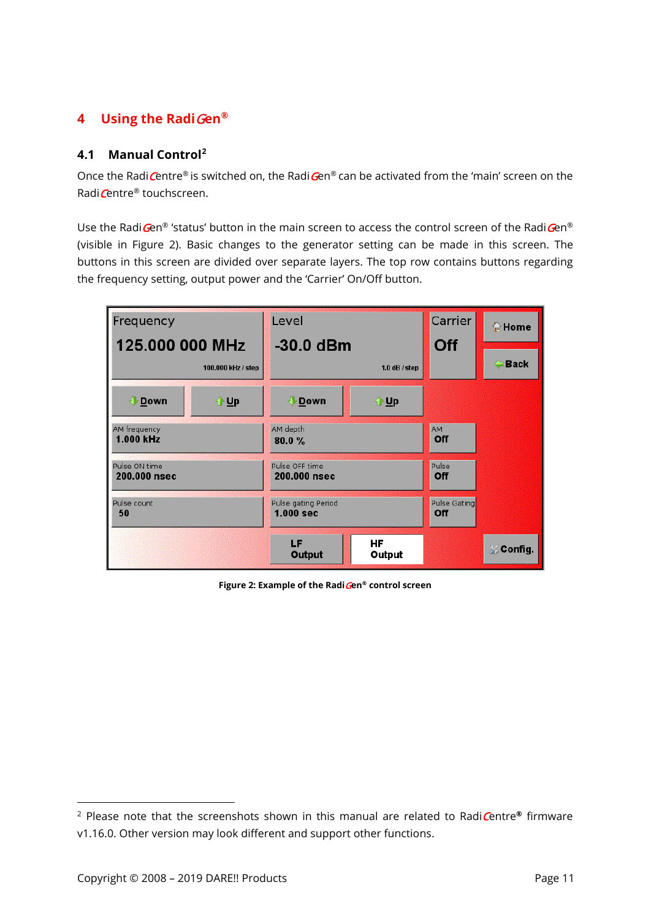# 4 Using the RadiGen®

## 4.1 Manual Control[2]

Once the RadiCentre® is switched on, the RadiGen® can be activated from the 'main' screen on the RadiCentre® touchscreen.

Use the RadiGen® 'status' button in the main screen to access the control screen of the RadiGen® (visible in Figure 2). Basic changes to the generator setting can be made in this screen. The buttons in this screen are divided over separate layers. The top row contains buttons regarding the frequency setting, output power and the 'Carrier' On/Off button.

Figure 2: Example of the RadiGen® control screen

[2] Please note that the screenshots shown in this manual are related to RadiCentre® firmware v1.16.0. Other version may look different and support other functions.

Copyright © 2008 – 2019 DARE!! Products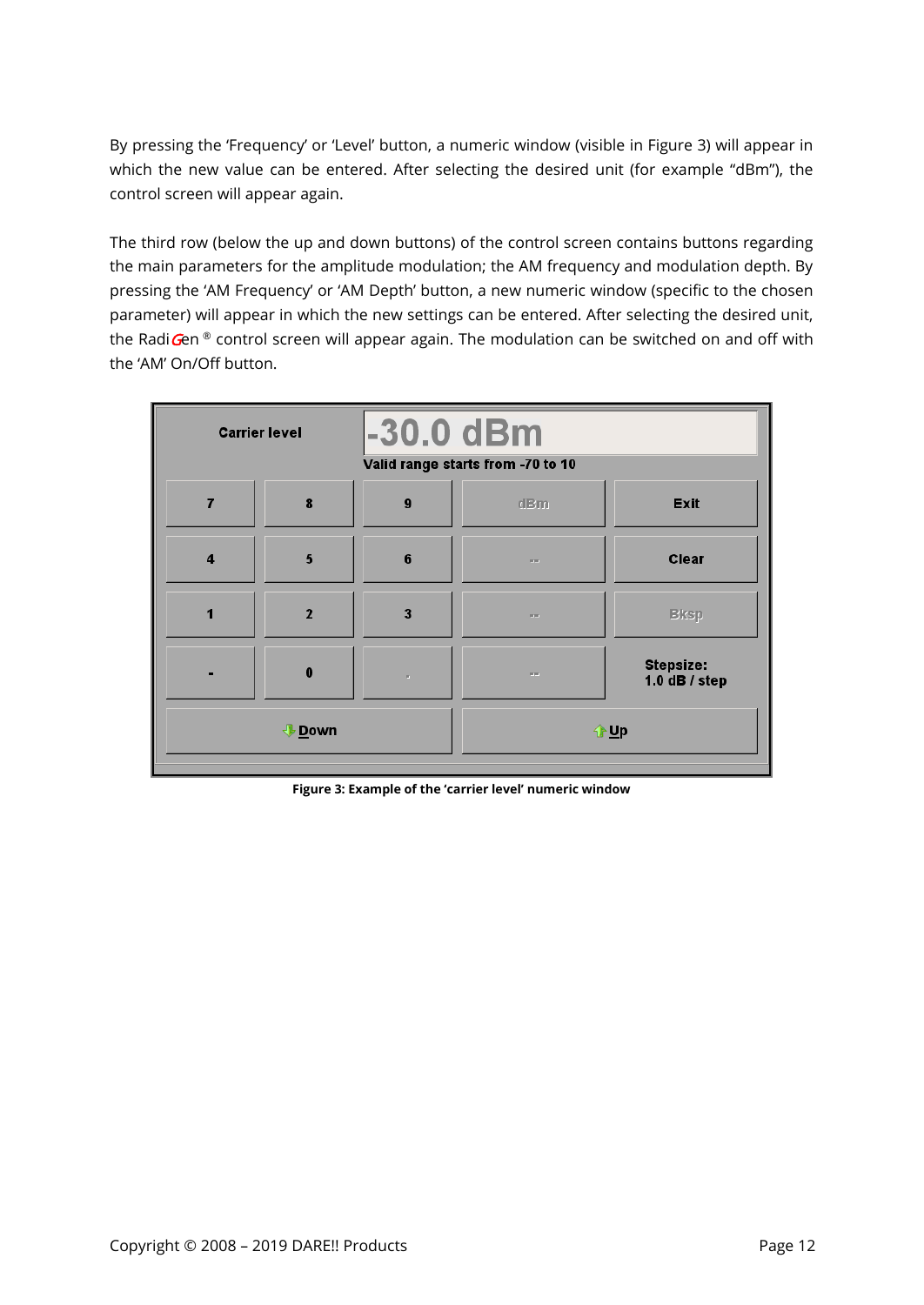By pressing the 'Frequency' or 'Level' button, a numeric window (visible in Figure 3) will appear in which the new value can be entered. After selecting the desired unit (for example "dBm"), the control screen will appear again.

The third row (below the up and down buttons) of the control screen contains buttons regarding the main parameters for the amplitude modulation; the AM frequency and modulation depth. By pressing the 'AM Frequency' or 'AM Depth' button, a new numeric window (specific to the chosen parameter) will appear in which the new settings can be entered. After selecting the desired unit, the RadiGen® control screen will appear again. The modulation can be switched on and off with the 'AM' On/Off button.

**Figure 3: Example of the 'carrier level' numeric window**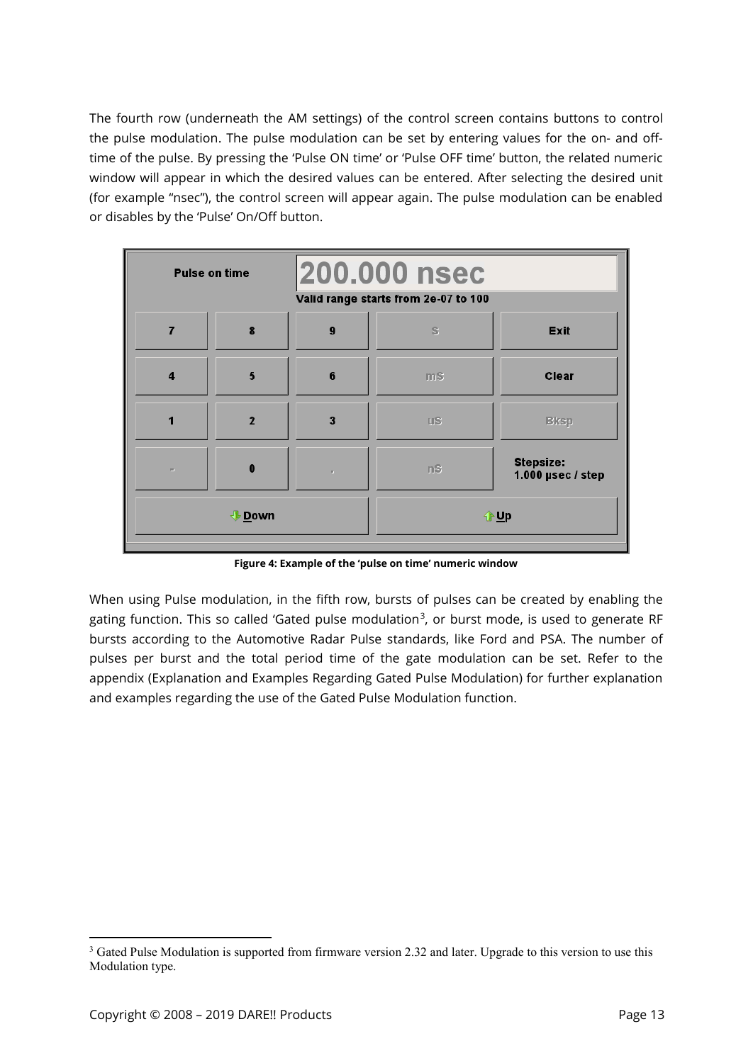The fourth row (underneath the AM settings) of the control screen contains buttons to control the pulse modulation. The pulse modulation can be set by entering values for the on- and off-time of the pulse. By pressing the 'Pulse ON time' or 'Pulse OFF time' button, the related numeric window will appear in which the desired values can be entered. After selecting the desired unit (for example "nsec"), the control screen will appear again. The pulse modulation can be enabled or disables by the 'Pulse' On/Off button.

**Figure 4: Example of the 'pulse on time' numeric window**

When using Pulse modulation, in the fifth row, bursts of pulses can be created by enabling the gating function. This so called 'Gated pulse modulation[3], or burst mode, is used to generate RF bursts according to the Automotive Radar Pulse standards, like Ford and PSA. The number of pulses per burst and the total period time of the gate modulation can be set. Refer to the appendix (Explanation and Examples Regarding Gated Pulse Modulation) for further explanation and examples regarding the use of the Gated Pulse Modulation function.

[3] Gated Pulse Modulation is supported from firmware version 2.32 and later. Upgrade to this version to use this Modulation type.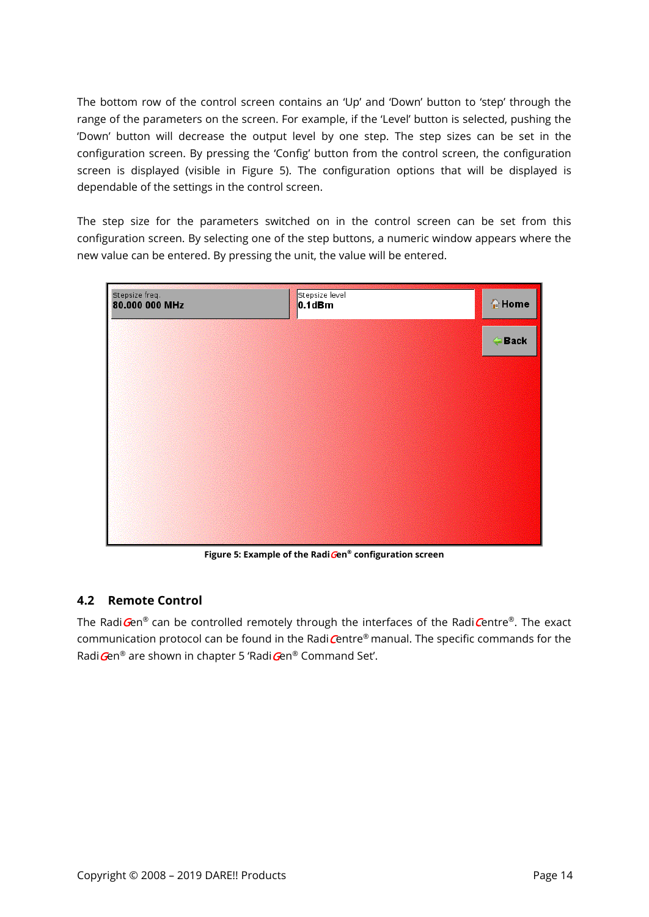The bottom row of the control screen contains an 'Up' and 'Down' button to 'step' through the range of the parameters on the screen. For example, if the 'Level' button is selected, pushing the 'Down' button will decrease the output level by one step. The step sizes can be set in the configuration screen. By pressing the 'Config' button from the control screen, the configuration screen is displayed (visible in Figure 5). The configuration options that will be displayed is dependable of the settings in the control screen.

The step size for the parameters switched on in the control screen can be set from this configuration screen. By selecting one of the step buttons, a numeric window appears where the new value can be entered. By pressing the unit, the value will be entered.

Stepsize freq.
80.000 000 MHz

Stepsize level
0.1dBm

Home

Back

**Figure 5: Example of the RadiGen® configuration screen**

## 4.2 Remote Control

The RadiGen® can be controlled remotely through the interfaces of the RadiCentre®. The exact communication protocol can be found in the RadiCentre® manual. The specific commands for the RadiGen® are shown in chapter 5 'RadiGen® Command Set'.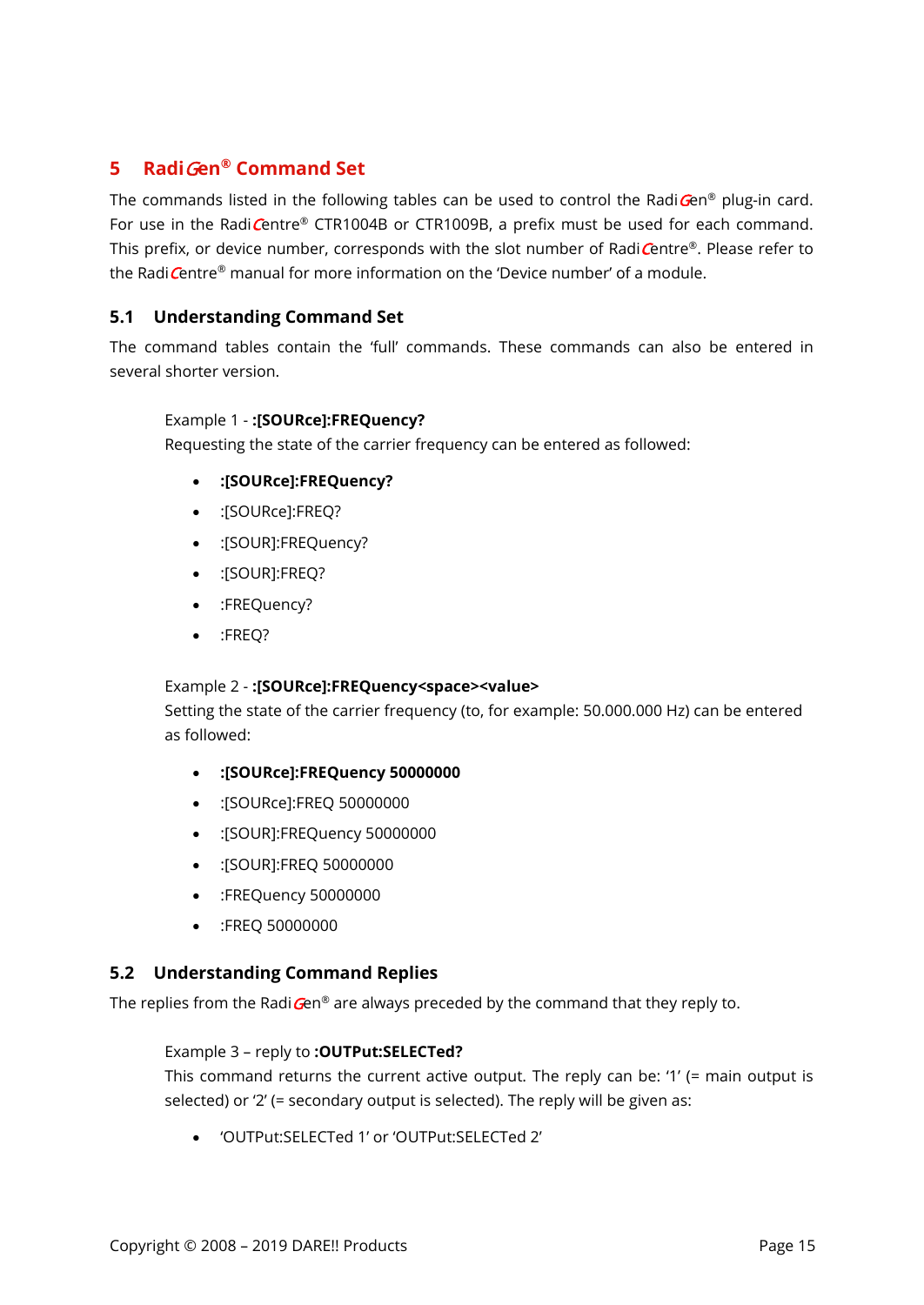# 5 RadiGen® Command Set

The commands listed in the following tables can be used to control the RadiGen® plug-in card. For use in the RadiCentre® CTR1004B or CTR1009B, a prefix must be used for each command. This prefix, or device number, corresponds with the slot number of RadiCentre®. Please refer to the RadiCentre® manual for more information on the 'Device number' of a module.

## 5.1 Understanding Command Set

The command tables contain the 'full' commands. These commands can also be entered in several shorter version.

Example 1 - **:[SOURce]:FREQuency?**
Requesting the state of the carrier frequency can be entered as followed:

- **:[SOURce]:FREQuency?**
- :[SOURce]:FREQ?
- :[SOUR]:FREQuency?
- :[SOUR]:FREQ?
- :FREQuency?
- :FREQ?

Example 2 - **:[SOURce]:FREQuency<space><value>**
Setting the state of the carrier frequency (to, for example: 50.000.000 Hz) can be entered as followed:

- **:[SOURce]:FREQuency 50000000**
- :[SOURce]:FREQ 50000000
- :[SOUR]:FREQuency 50000000
- :[SOUR]:FREQ 50000000
- :FREQuency 50000000
- :FREQ 50000000

## 5.2 Understanding Command Replies

The replies from the RadiGen® are always preceded by the command that they reply to.

Example 3 – reply to **:OUTPut:SELECTed?**
This command returns the current active output. The reply can be: '1' (= main output is selected) or '2' (= secondary output is selected). The reply will be given as:

- 'OUTPut:SELECTed 1' or 'OUTPut:SELECTed 2'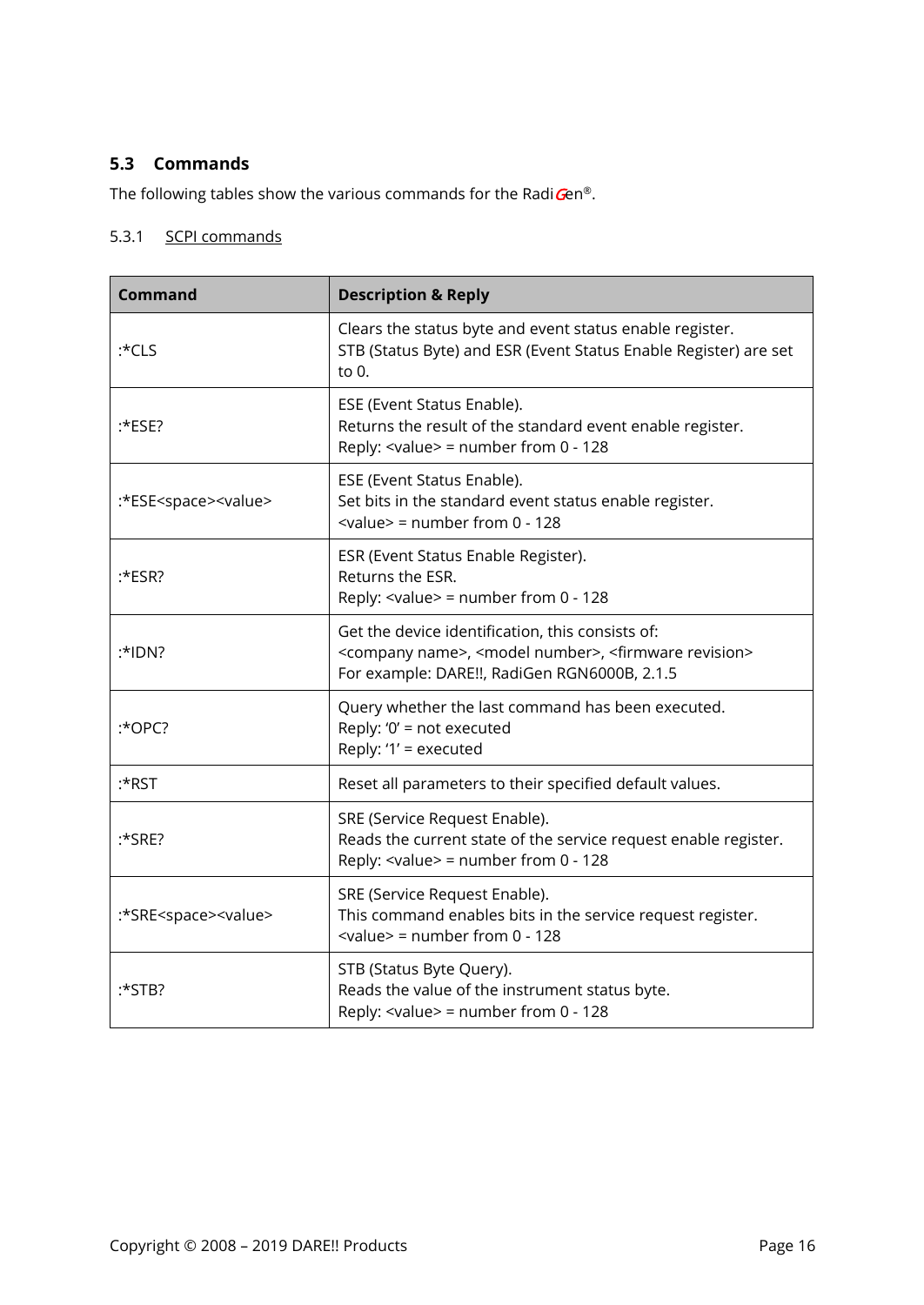## 5.3 Commands

The following tables show the various commands for the RadiGen®.

### 5.3.1 SCPI commands

| Command | Description & Reply |
|---|---|
| :*CLS | Clears the status byte and event status enable register.<br>STB (Status Byte) and ESR (Event Status Enable Register) are set to 0. |
| :*ESE? | ESE (Event Status Enable).<br>Returns the result of the standard event enable register.<br>Reply: <value> = number from 0 - 128 |
| :*ESE<space><value> | ESE (Event Status Enable).<br>Set bits in the standard event status enable register.<br><value> = number from 0 - 128 |
| :*ESR? | ESR (Event Status Enable Register).<br>Returns the ESR.<br>Reply: <value> = number from 0 - 128 |
| :*IDN? | Get the device identification, this consists of:<br><company name>, <model number>, <firmware revision><br>For example: DARE!!, RadiGen RGN6000B, 2.1.5 |
| :*OPC? | Query whether the last command has been executed.<br>Reply: '0' = not executed<br>Reply: '1' = executed |
| :*RST | Reset all parameters to their specified default values. |
| :*SRE? | SRE (Service Request Enable).<br>Reads the current state of the service request enable register.<br>Reply: <value> = number from 0 - 128 |
| :*SRE<space><value> | SRE (Service Request Enable).<br>This command enables bits in the service request register.<br><value> = number from 0 - 128 |
| :*STB? | STB (Status Byte Query).<br>Reads the value of the instrument status byte.<br>Reply: <value> = number from 0 - 128 |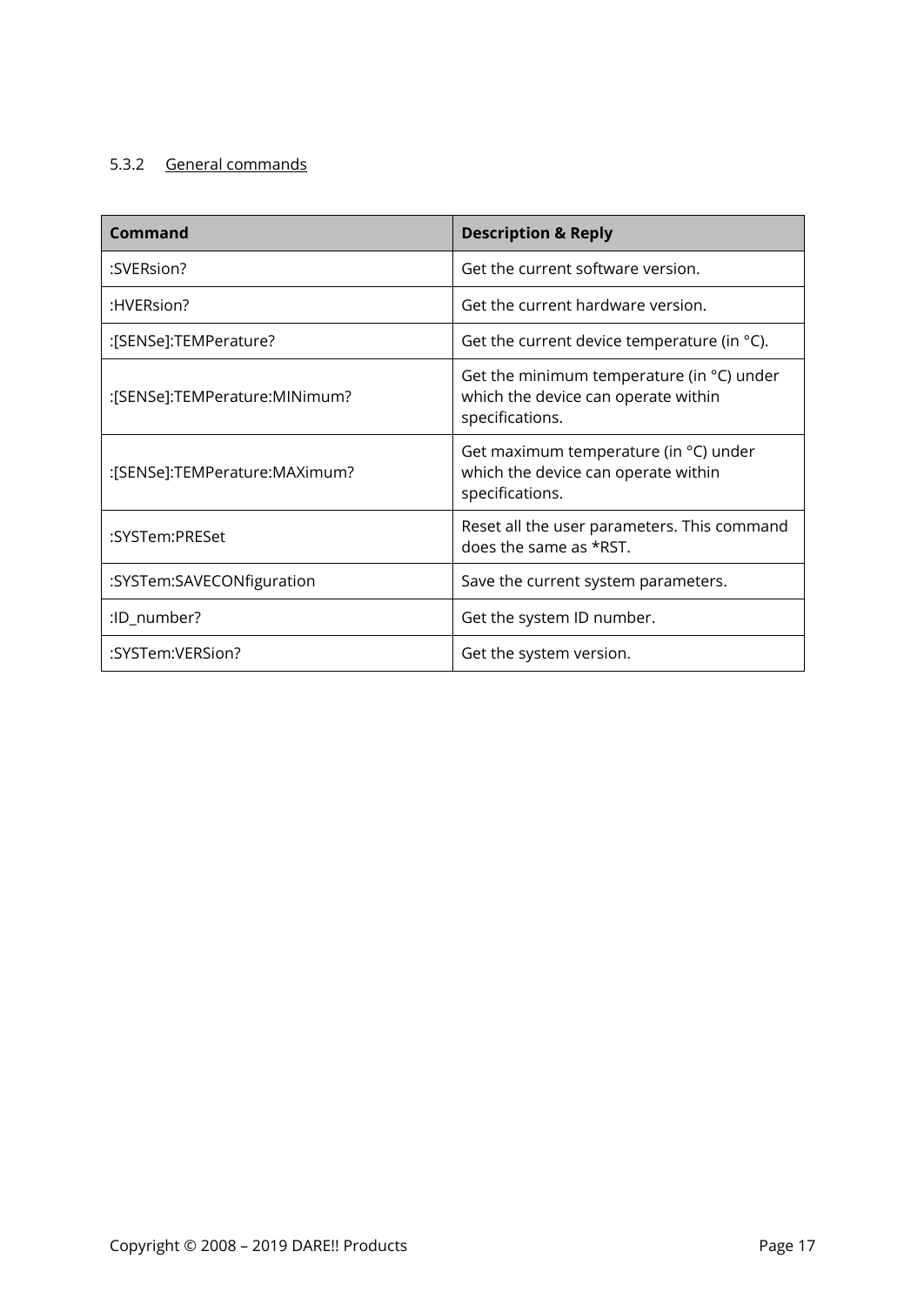### 5.3.2 General commands

| Command | Description & Reply |
|---|---|
| :SVERsion? | Get the current software version. |
| :HVERsion? | Get the current hardware version. |
| :[SENSe]:TEMPerature? | Get the current device temperature (in °C). |
| :[SENSe]:TEMPerature:MINimum? | Get the minimum temperature (in °C) under which the device can operate within specifications. |
| :[SENSe]:TEMPerature:MAXimum? | Get maximum temperature (in °C) under which the device can operate within specifications. |
| :SYSTem:PRESet | Reset all the user parameters. This command does the same as *RST. |
| :SYSTem:SAVECONfiguration | Save the current system parameters. |
| :ID_number? | Get the system ID number. |
| :SYSTem:VERSion? | Get the system version. |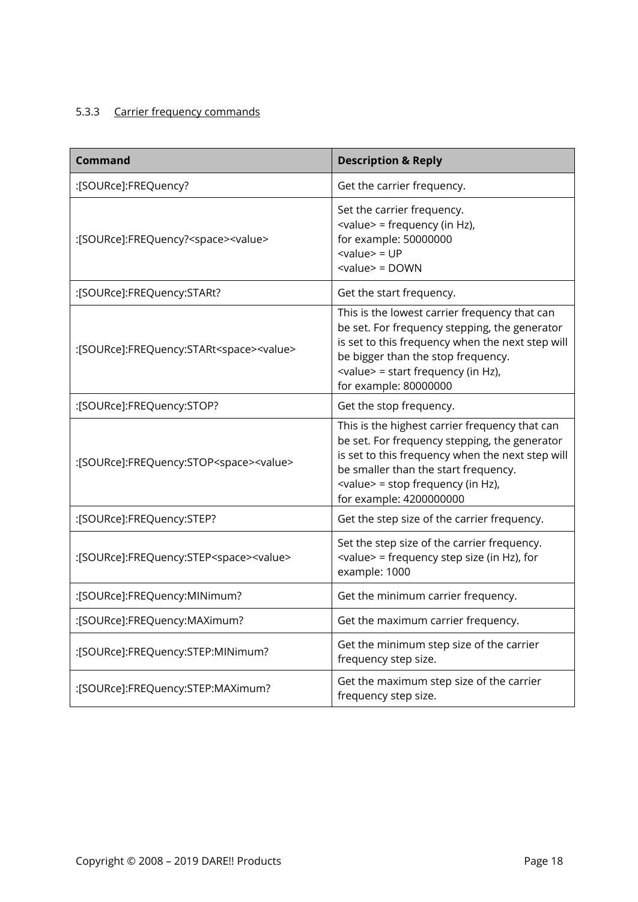### 5.3.3 Carrier frequency commands

| Command | Description & Reply |
|---|---|
| :[SOURce]:FREQuency? | Get the carrier frequency. |
| :[SOURce]:FREQuency?<space><value> | Set the carrier frequency.<br><value> = frequency (in Hz),<br>for example: 50000000<br><value> = UP<br><value> = DOWN |
| :[SOURce]:FREQuency:STARt? | Get the start frequency. |
| :[SOURce]:FREQuency:STARt<space><value> | This is the lowest carrier frequency that can be set. For frequency stepping, the generator is set to this frequency when the next step will be bigger than the stop frequency.<br><value> = start frequency (in Hz),<br>for example: 80000000 |
| :[SOURce]:FREQuency:STOP? | Get the stop frequency. |
| :[SOURce]:FREQuency:STOP<space><value> | This is the highest carrier frequency that can be set. For frequency stepping, the generator is set to this frequency when the next step will be smaller than the start frequency.<br><value> = stop frequency (in Hz),<br>for example: 4200000000 |
| :[SOURce]:FREQuency:STEP? | Get the step size of the carrier frequency. |
| :[SOURce]:FREQuency:STEP<space><value> | Set the step size of the carrier frequency.<br><value> = frequency step size (in Hz), for example: 1000 |
| :[SOURce]:FREQuency:MINimum? | Get the minimum carrier frequency. |
| :[SOURce]:FREQuency:MAXimum? | Get the maximum carrier frequency. |
| :[SOURce]:FREQuency:STEP:MINimum? | Get the minimum step size of the carrier frequency step size. |
| :[SOURce]:FREQuency:STEP:MAXimum? | Get the maximum step size of the carrier frequency step size. |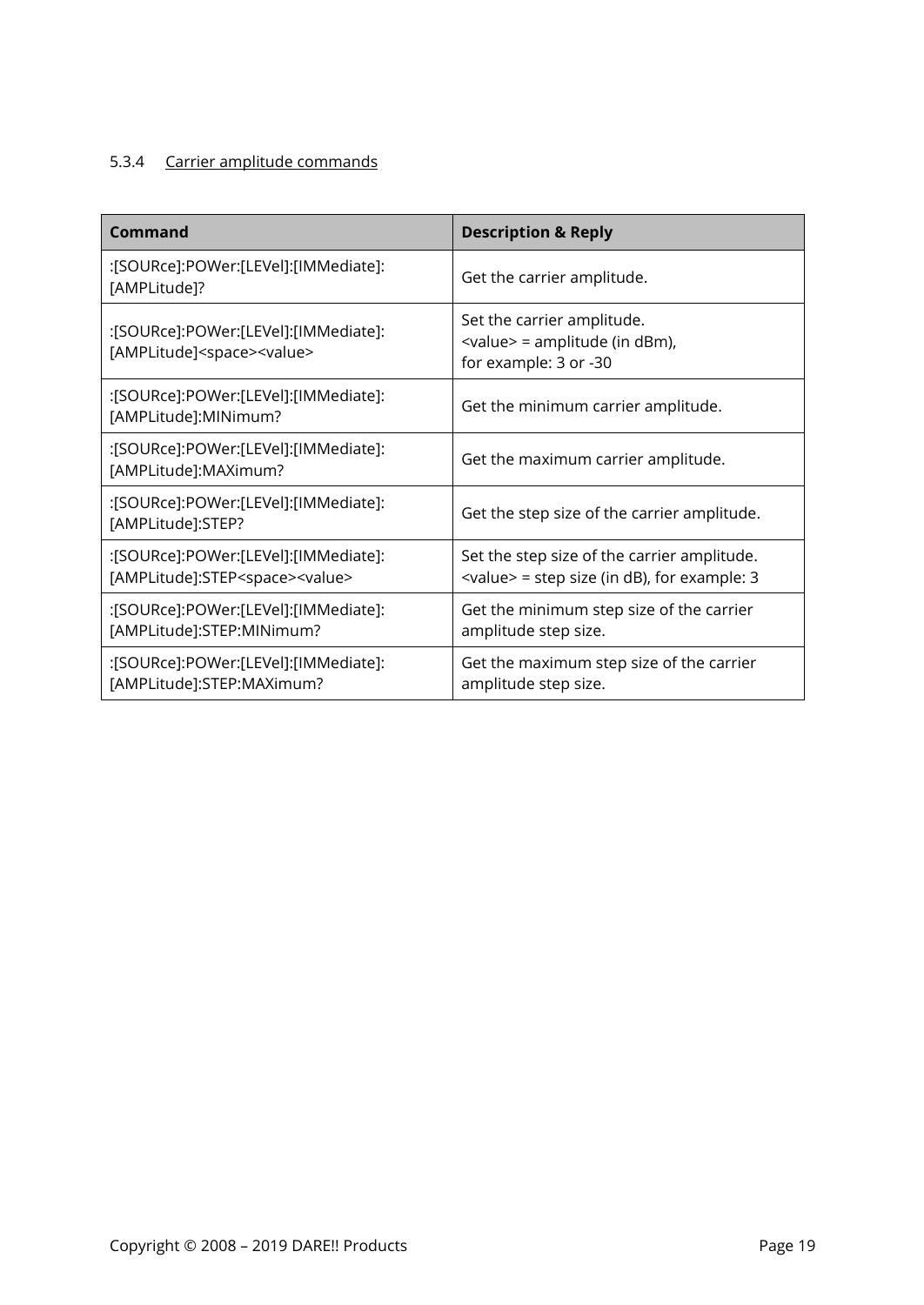### 5.3.4 Carrier amplitude commands

| Command | Description & Reply |
| --- | --- |
| :[SOURce]:POWer:[LEVel]:[IMMediate]:[AMPLitude]? | Get the carrier amplitude. |
| :[SOURce]:POWer:[LEVel]:[IMMediate]:[AMPLitude]<space><value> | Set the carrier amplitude.<br><value> = amplitude (in dBm),<br>for example: 3 or -30 |
| :[SOURce]:POWer:[LEVel]:[IMMediate]:[AMPLitude]:MINimum? | Get the minimum carrier amplitude. |
| :[SOURce]:POWer:[LEVel]:[IMMediate]:[AMPLitude]:MAXimum? | Get the maximum carrier amplitude. |
| :[SOURce]:POWer:[LEVel]:[IMMediate]:[AMPLitude]:STEP? | Get the step size of the carrier amplitude. |
| :[SOURce]:POWer:[LEVel]:[IMMediate]:[AMPLitude]:STEP<space><value> | Set the step size of the carrier amplitude.<br><value> = step size (in dB), for example: 3 |
| :[SOURce]:POWer:[LEVel]:[IMMediate]:[AMPLitude]:STEP:MINimum? | Get the minimum step size of the carrier amplitude step size. |
| :[SOURce]:POWer:[LEVel]:[IMMediate]:[AMPLitude]:STEP:MAXimum? | Get the maximum step size of the carrier amplitude step size. |

Copyright © 2008 – 2019 DARE!! Products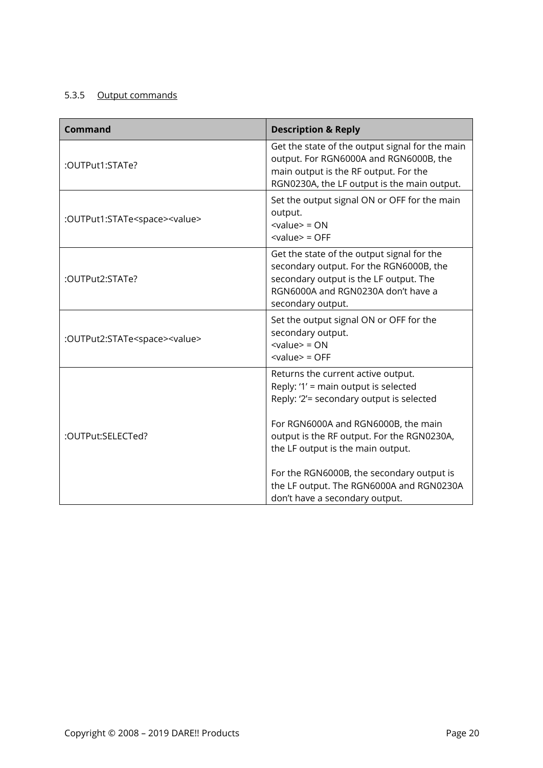#### 5.3.5 Output commands

| Command | Description & Reply |
|---|---|
| :OUTPut1:STATe? | Get the state of the output signal for the main output. For RGN6000A and RGN6000B, the main output is the RF output. For the RGN0230A, the LF output is the main output. |
| :OUTPut1:STATe<space><value> | Set the output signal ON or OFF for the main output.<br><value> = ON<br><value> = OFF |
| :OUTPut2:STATe? | Get the state of the output signal for the secondary output. For the RGN6000B, the secondary output is the LF output. The RGN6000A and RGN0230A don't have a secondary output. |
| :OUTPut2:STATe<space><value> | Set the output signal ON or OFF for the secondary output.<br><value> = ON<br><value> = OFF |
| :OUTPut:SELECTed? | Returns the current active output.<br>Reply: '1' = main output is selected<br>Reply: '2'= secondary output is selected<br><br>For RGN6000A and RGN6000B, the main output is the RF output. For the RGN0230A, the LF output is the main output.<br><br>For the RGN6000B, the secondary output is the LF output. The RGN6000A and RGN0230A don't have a secondary output. |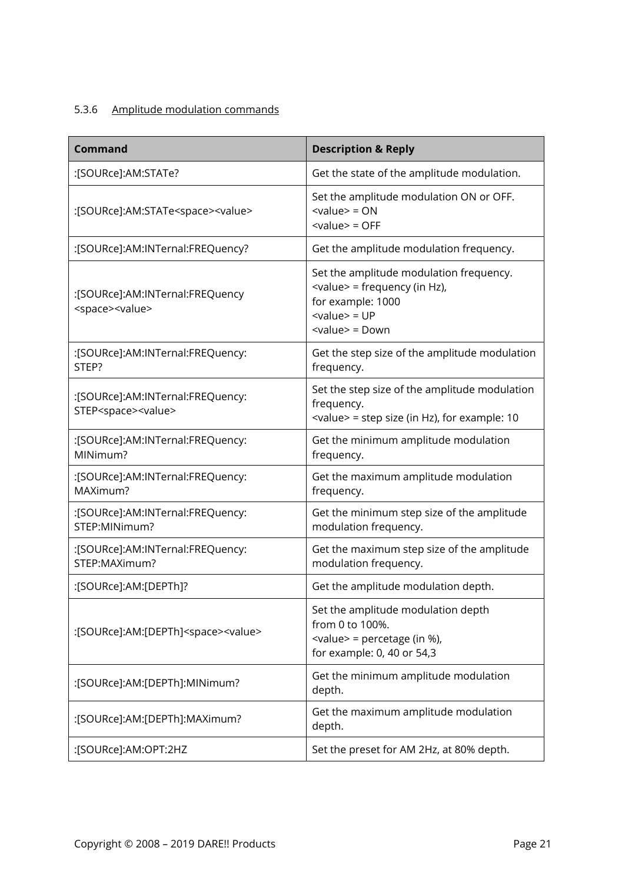### 5.3.6 Amplitude modulation commands

| Command | Description & Reply |
|---|---|
| :[SOURce]:AM:STATe? | Get the state of the amplitude modulation. |
| :[SOURce]:AM:STATe<space><value> | Set the amplitude modulation ON or OFF.<br><value> = ON<br><value> = OFF |
| :[SOURce]:AM:INTernal:FREQuency? | Get the amplitude modulation frequency. |
| :[SOURce]:AM:INTernal:FREQuency <space><value> | Set the amplitude modulation frequency.<br><value> = frequency (in Hz),<br>for example: 1000<br><value> = UP<br><value> = Down |
| :[SOURce]:AM:INTernal:FREQuency: STEP? | Get the step size of the amplitude modulation frequency. |
| :[SOURce]:AM:INTernal:FREQuency: STEP<space><value> | Set the step size of the amplitude modulation frequency.<br><value> = step size (in Hz), for example: 10 |
| :[SOURce]:AM:INTernal:FREQuency: MINimum? | Get the minimum amplitude modulation frequency. |
| :[SOURce]:AM:INTernal:FREQuency: MAXimum? | Get the maximum amplitude modulation frequency. |
| :[SOURce]:AM:INTernal:FREQuency: STEP:MINimum? | Get the minimum step size of the amplitude modulation frequency. |
| :[SOURce]:AM:INTernal:FREQuency: STEP:MAXimum? | Get the maximum step size of the amplitude modulation frequency. |
| :[SOURce]:AM:[DEPTh]? | Get the amplitude modulation depth. |
| :[SOURce]:AM:[DEPTh]<space><value> | Set the amplitude modulation depth from 0 to 100%.<br><value> = percetage (in %),<br>for example: 0, 40 or 54,3 |
| :[SOURce]:AM:[DEPTh]:MINimum? | Get the minimum amplitude modulation depth. |
| :[SOURce]:AM:[DEPTh]:MAXimum? | Get the maximum amplitude modulation depth. |
| :[SOURce]:AM:OPT:2HZ | Set the preset for AM 2Hz, at 80% depth. |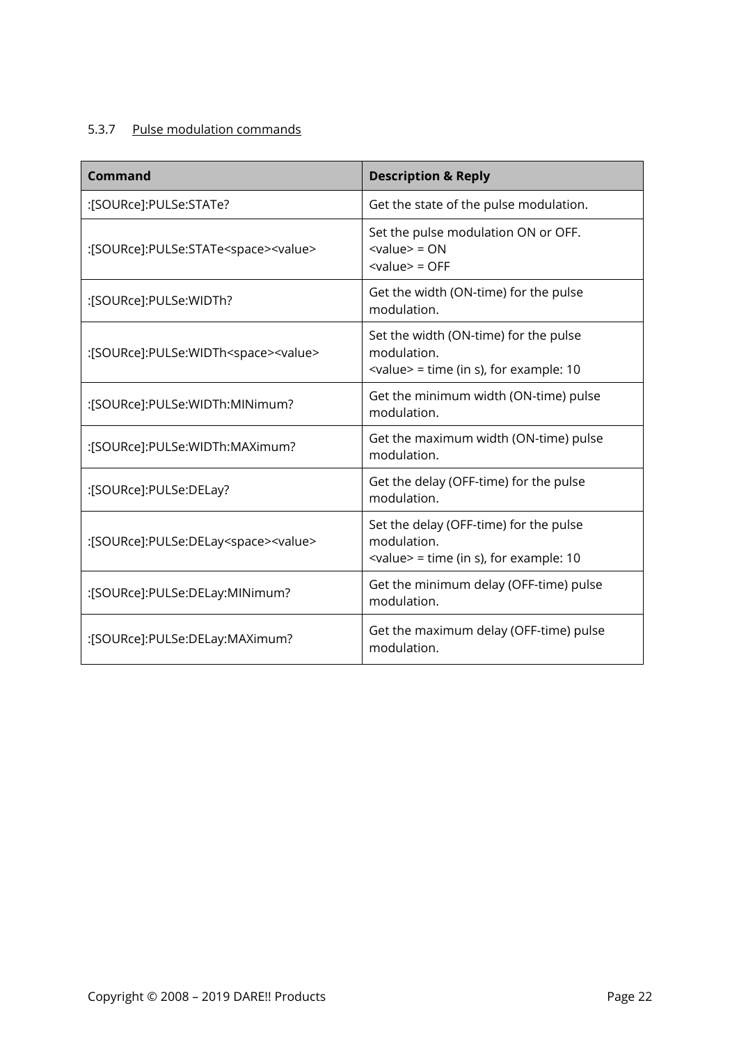#### 5.3.7 Pulse modulation commands

| Command | Description & Reply |
|---|---|
| :[SOURce]:PULSe:STATe? | Get the state of the pulse modulation. |
| :[SOURce]:PULSe:STATe<space><value> | Set the pulse modulation ON or OFF.<br><value> = ON<br><value> = OFF |
| :[SOURce]:PULSe:WIDTh? | Get the width (ON-time) for the pulse modulation. |
| :[SOURce]:PULSe:WIDTh<space><value> | Set the width (ON-time) for the pulse modulation.<br><value> = time (in s), for example: 10 |
| :[SOURce]:PULSe:WIDTh:MINimum? | Get the minimum width (ON-time) pulse modulation. |
| :[SOURce]:PULSe:WIDTh:MAXimum? | Get the maximum width (ON-time) pulse modulation. |
| :[SOURce]:PULSe:DELay? | Get the delay (OFF-time) for the pulse modulation. |
| :[SOURce]:PULSe:DELay<space><value> | Set the delay (OFF-time) for the pulse modulation.<br><value> = time (in s), for example: 10 |
| :[SOURce]:PULSe:DELay:MINimum? | Get the minimum delay (OFF-time) pulse modulation. |
| :[SOURce]:PULSe:DELay:MAXimum? | Get the maximum delay (OFF-time) pulse modulation. |

Copyright © 2008 – 2019 DARE!! Products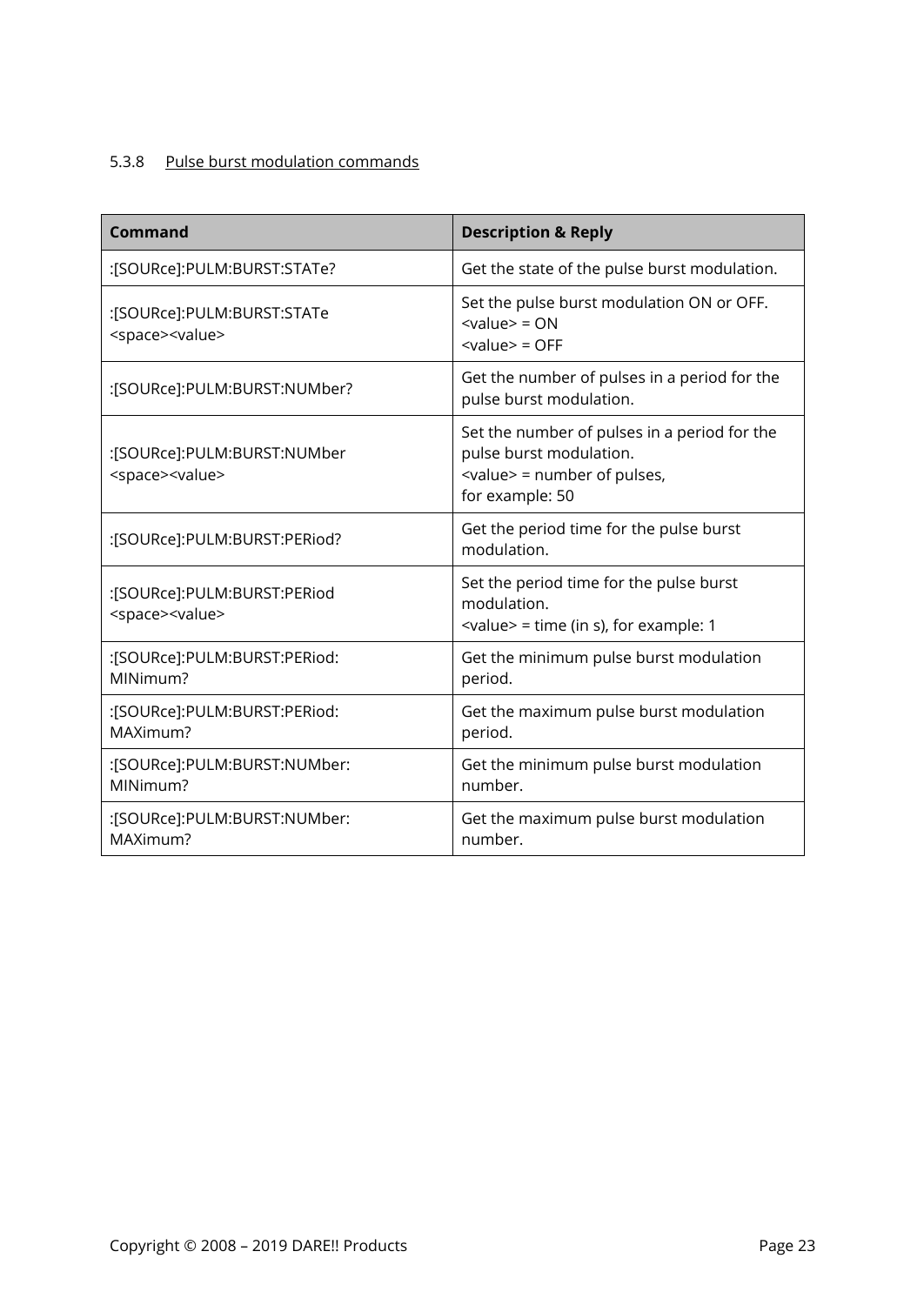### 5.3.8 Pulse burst modulation commands

| Command | Description & Reply |
|---|---|
| :[SOURce]:PULM:BURST:STATe? | Get the state of the pulse burst modulation. |
| :[SOURce]:PULM:BURST:STATe <space><value> | Set the pulse burst modulation ON or OFF.<br><value> = ON<br><value> = OFF |
| :[SOURce]:PULM:BURST:NUMber? | Get the number of pulses in a period for the pulse burst modulation. |
| :[SOURce]:PULM:BURST:NUMber <space><value> | Set the number of pulses in a period for the pulse burst modulation.<br><value> = number of pulses, for example: 50 |
| :[SOURce]:PULM:BURST:PERiod? | Get the period time for the pulse burst modulation. |
| :[SOURce]:PULM:BURST:PERiod <space><value> | Set the period time for the pulse burst modulation.<br><value> = time (in s), for example: 1 |
| :[SOURce]:PULM:BURST:PERiod: MINimum? | Get the minimum pulse burst modulation period. |
| :[SOURce]:PULM:BURST:PERiod: MAXimum? | Get the maximum pulse burst modulation period. |
| :[SOURce]:PULM:BURST:NUMber: MINimum? | Get the minimum pulse burst modulation number. |
| :[SOURce]:PULM:BURST:NUMber: MAXimum? | Get the maximum pulse burst modulation number. |

Copyright © 2008 – 2019 DARE!! Products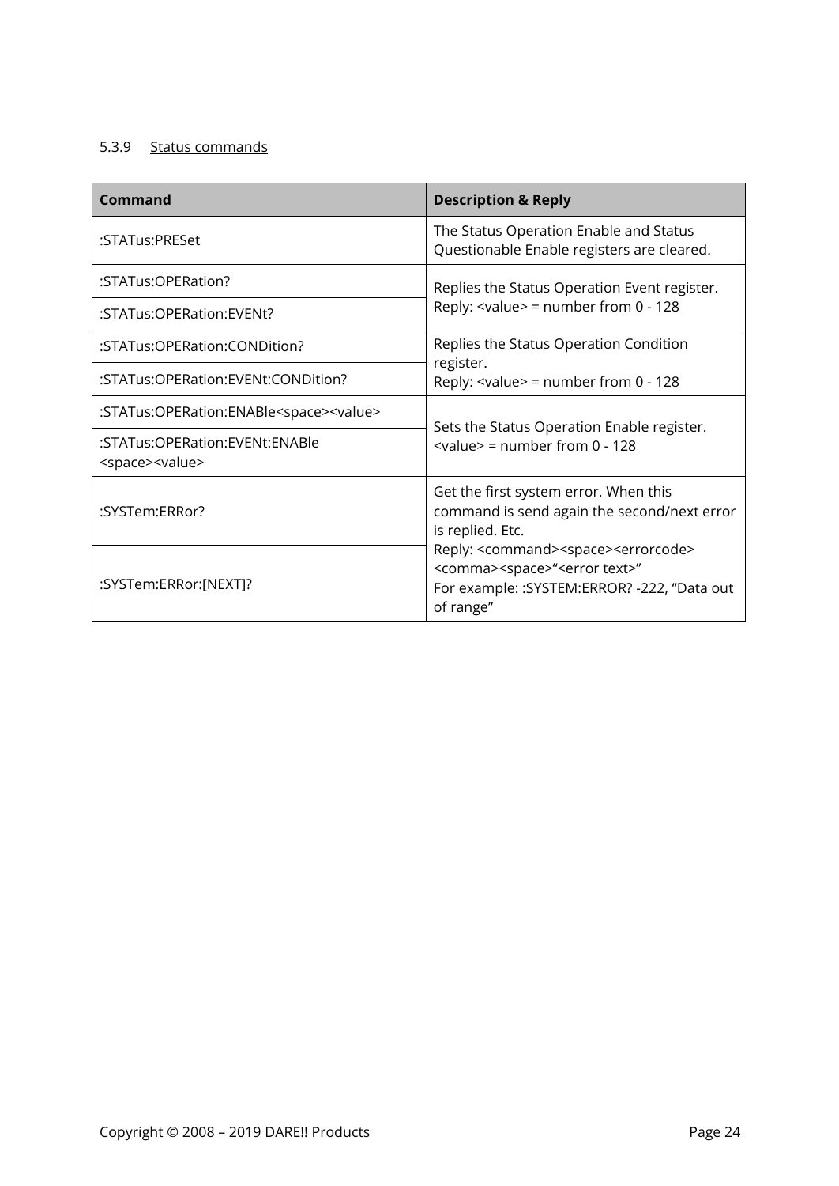#### 5.3.9 Status commands

| Command | Description & Reply |
|---|---|
| :STATus:PRESet | The Status Operation Enable and Status Questionable Enable registers are cleared. |
| :STATus:OPERation? | Replies the Status Operation Event register.<br>Reply: <value> = number from 0 - 128 |
| :STATus:OPERation:EVENt? | |
| :STATus:OPERation:CONDition? | Replies the Status Operation Condition register.<br>Reply: <value> = number from 0 - 128 |
| :STATus:OPERation:EVENt:CONDition? | |
| :STATus:OPERation:ENABle<space><value> | Sets the Status Operation Enable register.<br><value> = number from 0 - 128 |
| :STATus:OPERation:EVENt:ENABle <space><value> | |
| :SYSTem:ERRor? | Get the first system error. When this command is send again the second/next error is replied. Etc.<br>Reply: <command><space><errorcode><comma><space>"<error text>"<br>For example: :SYSTEM:ERROR? -222, "Data out of range" |
| :SYSTem:ERRor:[NEXT]? | |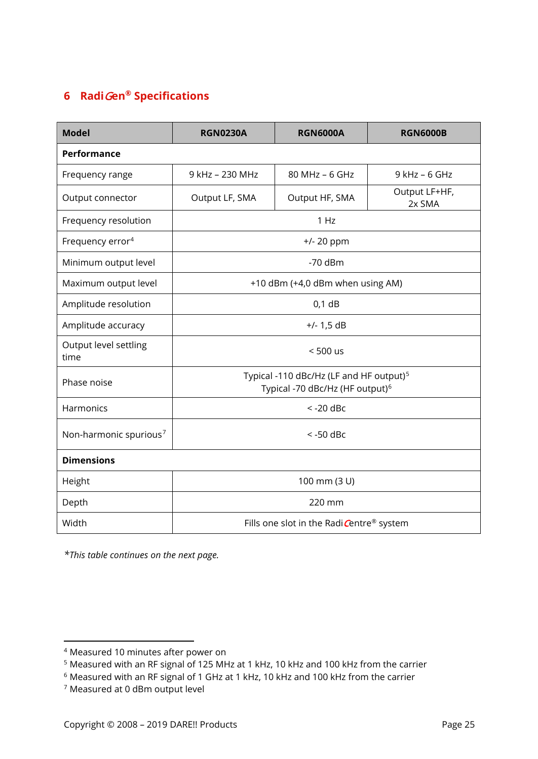# 6 RadiGen® Specifications

| Model | RGN0230A | RGN6000A | RGN6000B |
| --- | --- | --- | --- |
| **Performance** | | | |
| Frequency range | 9 kHz – 230 MHz | 80 MHz – 6 GHz | 9 kHz – 6 GHz |
| Output connector | Output LF, SMA | Output HF, SMA | Output LF+HF, 2x SMA |
| Frequency resolution | 1 Hz | | |
| Frequency error[4] | +/- 20 ppm | | |
| Minimum output level | -70 dBm | | |
| Maximum output level | +10 dBm (+4,0 dBm when using AM) | | |
| Amplitude resolution | 0,1 dB | | |
| Amplitude accuracy | +/- 1,5 dB | | |
| Output level settling time | < 500 us | | |
| Phase noise | Typical -110 dBc/Hz (LF and HF output)[5] Typical -70 dBc/Hz (HF output)[6] | | |
| Harmonics | < -20 dBc | | |
| Non-harmonic spurious[7] | < -50 dBc | | |
| **Dimensions** | | | |
| Height | 100 mm (3 U) | | |
| Depth | 220 mm | | |
| Width | Fills one slot in the RadiCentre® system | | |

*\*This table continues on the next page.*

[4] Measured 10 minutes after power on

[5] Measured with an RF signal of 125 MHz at 1 kHz, 10 kHz and 100 kHz from the carrier

[6] Measured with an RF signal of 1 GHz at 1 kHz, 10 kHz and 100 kHz from the carrier

[7] Measured at 0 dBm output level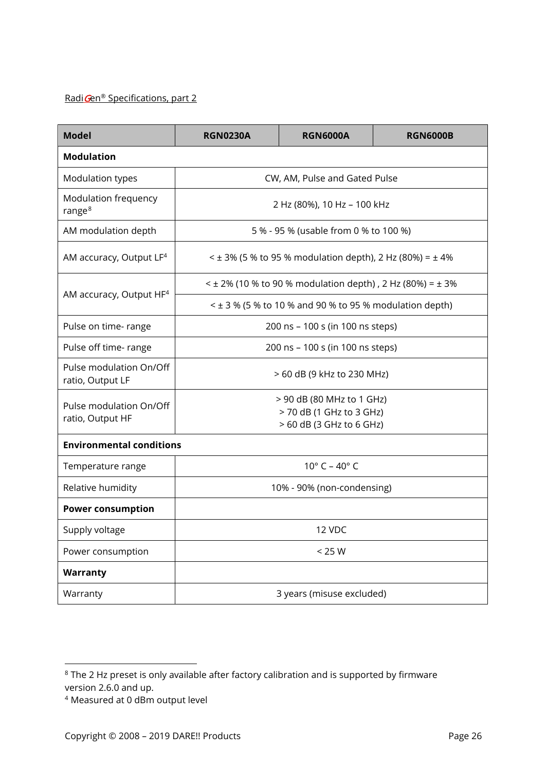RadiGen® Specifications, part 2

| Model | RGN0230A | RGN6000A | RGN6000B |
|---|---|---|---|
| **Modulation** | | | |
| Modulation types | CW, AM, Pulse and Gated Pulse | | |
| Modulation frequency range[8] | 2 Hz (80%), 10 Hz – 100 kHz | | |
| AM modulation depth | 5 % - 95 % (usable from 0 % to 100 %) | | |
| AM accuracy, Output LF[4] | < ± 3% (5 % to 95 % modulation depth), 2 Hz (80%) = ± 4% | | |
| AM accuracy, Output HF[4] | < ± 2% (10 % to 90 % modulation depth) , 2 Hz (80%) = ± 3% | | |
| | < ± 3 % (5 % to 10 % and 90 % to 95 % modulation depth) | | |
| Pulse on time- range | 200 ns – 100 s (in 100 ns steps) | | |
| Pulse off time- range | 200 ns – 100 s (in 100 ns steps) | | |
| Pulse modulation On/Off ratio, Output LF | > 60 dB (9 kHz to 230 MHz) | | |
| Pulse modulation On/Off ratio, Output HF | > 90 dB (80 MHz to 1 GHz)<br>> 70 dB (1 GHz to 3 GHz)<br>> 60 dB (3 GHz to 6 GHz) | | |
| **Environmental conditions** | | | |
| Temperature range | 10° C – 40° C | | |
| Relative humidity | 10% - 90% (non-condensing) | | |
| **Power consumption** | | | |
| Supply voltage | 12 VDC | | |
| Power consumption | < 25 W | | |
| **Warranty** | | | |
| Warranty | 3 years (misuse excluded) | | |

[8] The 2 Hz preset is only available after factory calibration and is supported by firmware version 2.6.0 and up.

[4] Measured at 0 dBm output level

Copyright © 2008 – 2019 DARE!! Products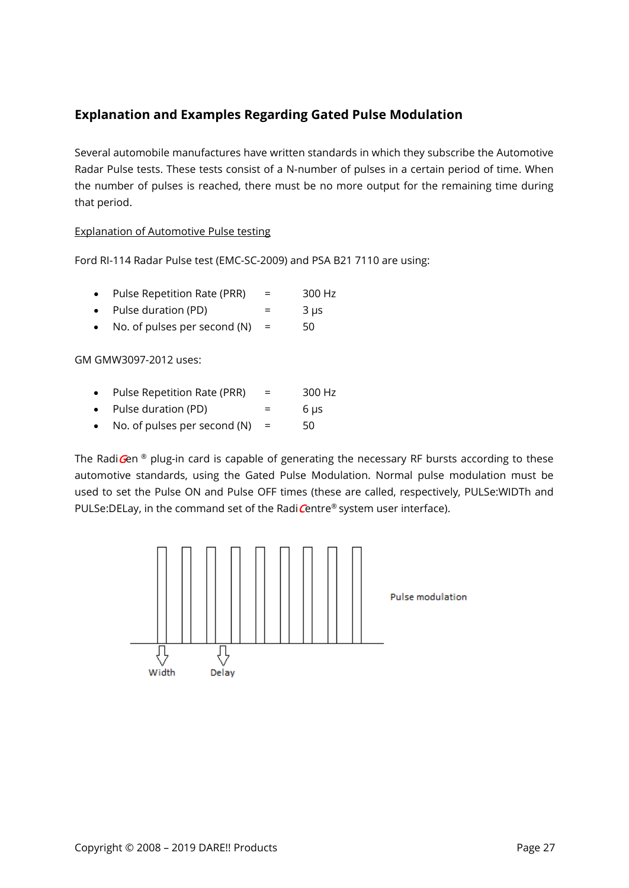## Explanation and Examples Regarding Gated Pulse Modulation

Several automobile manufactures have written standards in which they subscribe the Automotive Radar Pulse tests. These tests consist of a N-number of pulses in a certain period of time. When the number of pulses is reached, there must be no more output for the remaining time during that period.

Explanation of Automotive Pulse testing

Ford RI-114 Radar Pulse test (EMC-SC-2009) and PSA B21 7110 are using:

- Pulse Repetition Rate (PRR) = 300 Hz
- Pulse duration (PD) = 3 μs
- No. of pulses per second (N) = 50

GM GMW3097-2012 uses:

- Pulse Repetition Rate (PRR) = 300 Hz
- Pulse duration (PD) = 6 μs
- No. of pulses per second (N) = 50

The RadiGen® plug-in card is capable of generating the necessary RF bursts according to these automotive standards, using the Gated Pulse Modulation. Normal pulse modulation must be used to set the Pulse ON and Pulse OFF times (these are called, respectively, PULSe:WIDTh and PULSe:DELay, in the command set of the RadiCentre® system user interface).

Width Delay Pulse modulation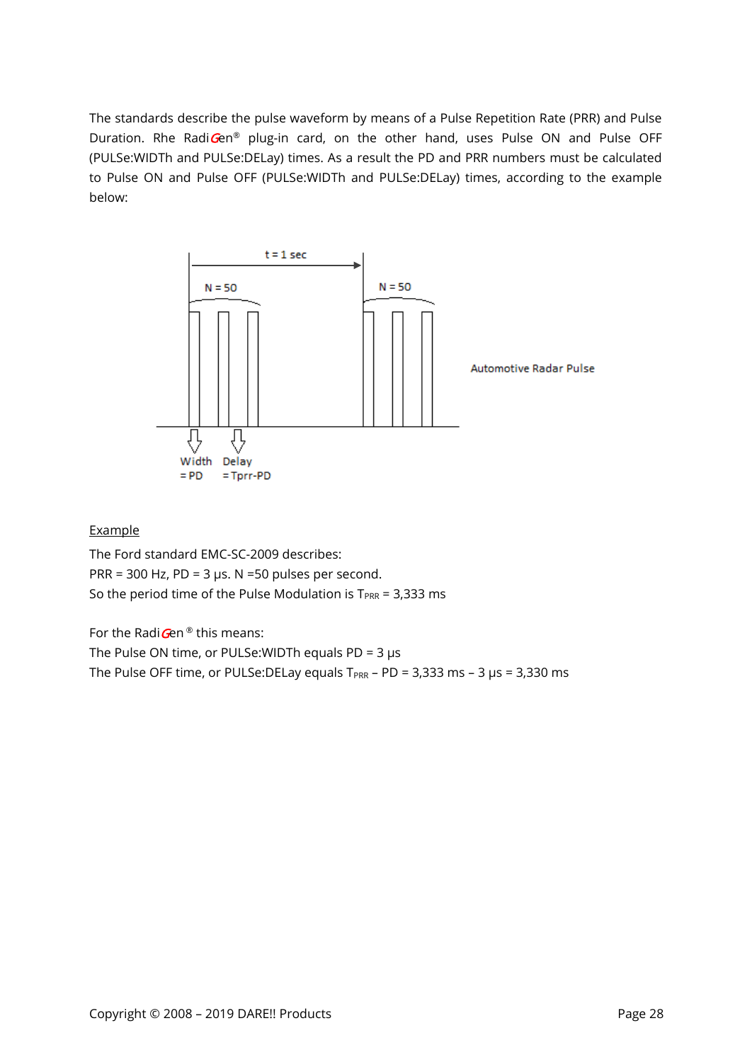The standards describe the pulse waveform by means of a Pulse Repetition Rate (PRR) and Pulse Duration. Rhe Radi*G*en® plug-in card, on the other hand, uses Pulse ON and Pulse OFF (PULSe:WIDTh and PULSe:DELay) times. As a result the PD and PRR numbers must be calculated to Pulse ON and Pulse OFF (PULSe:WIDTh and PULSe:DELay) times, according to the example below:

t = 1 sec

N = 50

N = 50

Automotive Radar Pulse

Width = PD

Delay = Tprr-PD

<u>Example</u>

The Ford standard EMC-SC-2009 describes:

PRR = 300 Hz, PD = 3 µs. N =50 pulses per second.

So the period time of the Pulse Modulation is $T_{PRR}$ = 3,333 ms

For the Radi*G*en® this means:

The Pulse ON time, or PULSe:WIDTh equals PD = 3 µs

The Pulse OFF time, or PULSe:DELay equals $T_{PRR}$ – PD = 3,333 ms – 3 µs = 3,330 ms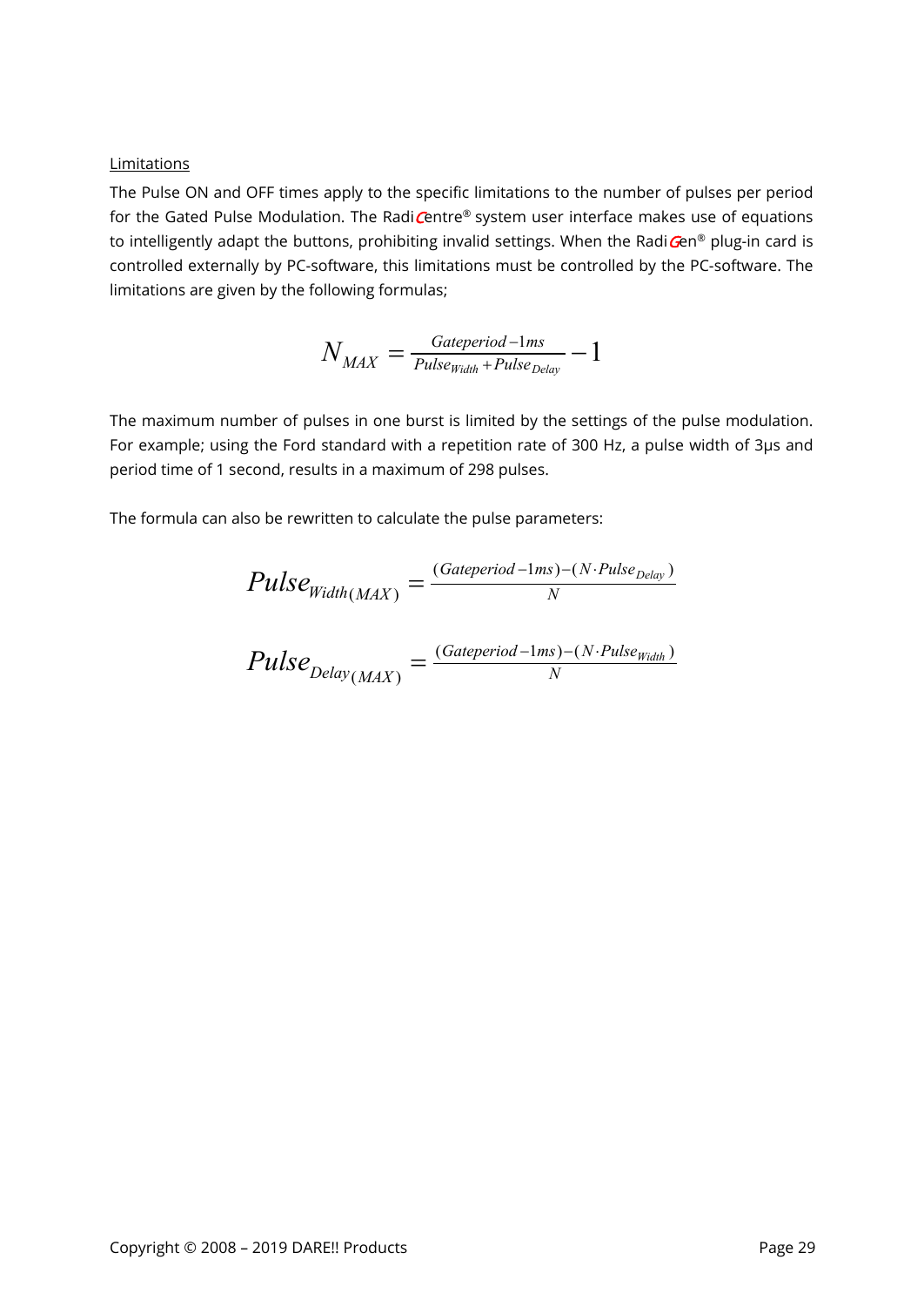Limitations

The Pulse ON and OFF times apply to the specific limitations to the number of pulses per period for the Gated Pulse Modulation. The RadiCentre® system user interface makes use of equations to intelligently adapt the buttons, prohibiting invalid settings. When the RadiGen® plug-in card is controlled externally by PC-software, this limitations must be controlled by the PC-software. The limitations are given by the following formulas;

$$N_{MAX} = \frac{Gateperiod - 1ms}{Pulse_{Width} + Pulse_{Delay}} - 1$$

The maximum number of pulses in one burst is limited by the settings of the pulse modulation. For example; using the Ford standard with a repetition rate of 300 Hz, a pulse width of 3µs and period time of 1 second, results in a maximum of 298 pulses.

The formula can also be rewritten to calculate the pulse parameters:

$$Pulse_{Width(MAX)} = \frac{(Gateperiod - 1ms) - (N \cdot Pulse_{Delay})}{N}$$

$$Pulse_{Delay(MAX)} = \frac{(Gateperiod - 1ms) - (N \cdot Pulse_{Width})}{N}$$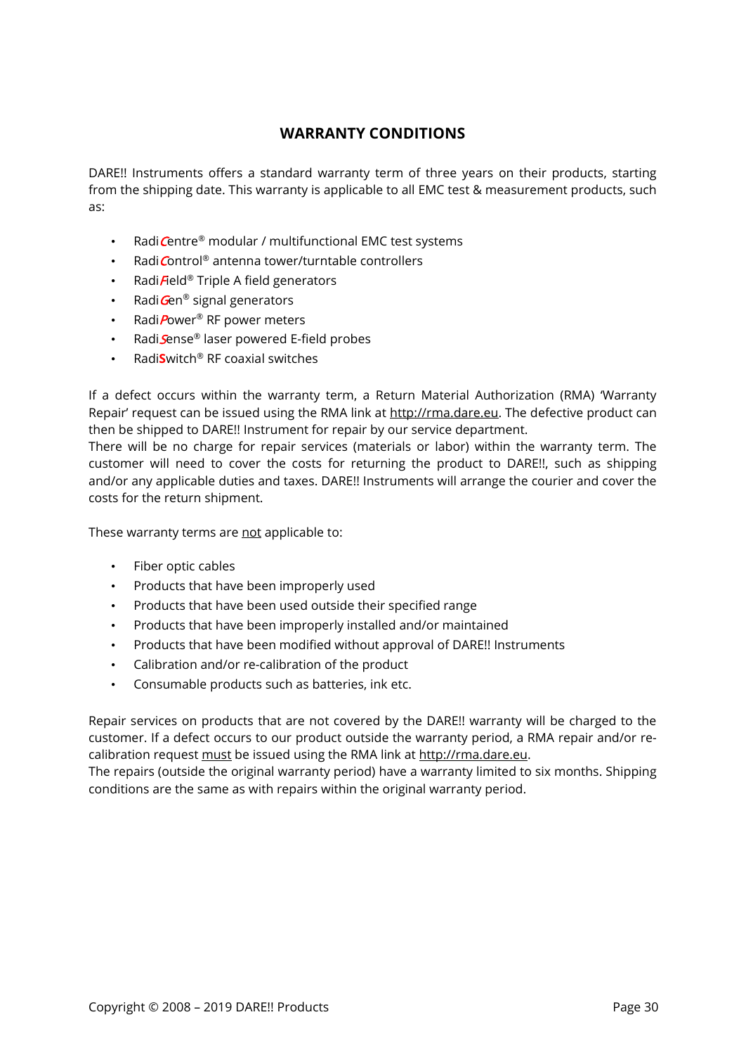## WARRANTY CONDITIONS

DARE!! Instruments offers a standard warranty term of three years on their products, starting from the shipping date. This warranty is applicable to all EMC test & measurement products, such as:

- Radi*C*entre® modular / multifunctional EMC test systems
- Radi*C*ontrol® antenna tower/turntable controllers
- Radi*F*ield® Triple A field generators
- Radi*G*en® signal generators
- Radi*P*ower® RF power meters
- Radi*S*ense® laser powered E-field probes
- Radi**S**witch® RF coaxial switches

If a defect occurs within the warranty term, a Return Material Authorization (RMA) 'Warranty Repair' request can be issued using the RMA link at http://rma.dare.eu. The defective product can then be shipped to DARE!! Instrument for repair by our service department.
There will be no charge for repair services (materials or labor) within the warranty term. The customer will need to cover the costs for returning the product to DARE!!, such as shipping and/or any applicable duties and taxes. DARE!! Instruments will arrange the courier and cover the costs for the return shipment.

These warranty terms are not applicable to:

- Fiber optic cables
- Products that have been improperly used
- Products that have been used outside their specified range
- Products that have been improperly installed and/or maintained
- Products that have been modified without approval of DARE!! Instruments
- Calibration and/or re-calibration of the product
- Consumable products such as batteries, ink etc.

Repair services on products that are not covered by the DARE!! warranty will be charged to the customer. If a defect occurs to our product outside the warranty period, a RMA repair and/or re-calibration request must be issued using the RMA link at http://rma.dare.eu.
The repairs (outside the original warranty period) have a warranty limited to six months. Shipping conditions are the same as with repairs within the original warranty period.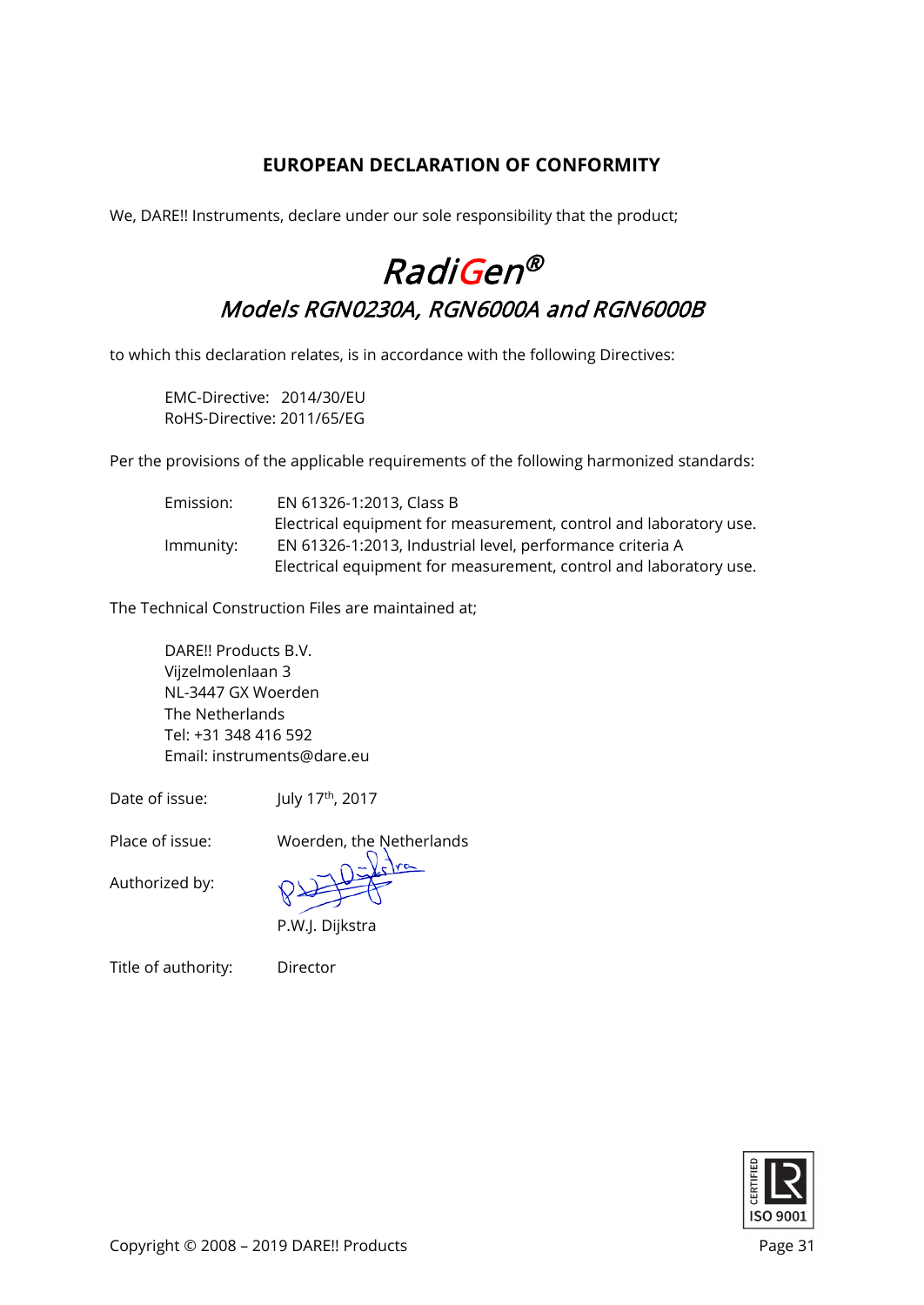# EUROPEAN DECLARATION OF CONFORMITY

We, DARE!! Instruments, declare under our sole responsibility that the product;

## *RadiGen®*

### *Models RGN0230A, RGN6000A and RGN6000B*

to which this declaration relates, is in accordance with the following Directives:

EMC-Directive: 2014/30/EU
RoHS-Directive: 2011/65/EG

Per the provisions of the applicable requirements of the following harmonized standards:

| | |
|---|---|
| Emission: | EN 61326-1:2013, Class B<br>Electrical equipment for measurement, control and laboratory use. |
| Immunity: | EN 61326-1:2013, Industrial level, performance criteria A<br>Electrical equipment for measurement, control and laboratory use. |

The Technical Construction Files are maintained at;

DARE!! Products B.V.
Vijzelmolenlaan 3
NL-3447 GX Woerden
The Netherlands
Tel: +31 348 416 592
Email: instruments@dare.eu

| | |
|---|---|
| Date of issue: | July 17th, 2017 |
| Place of issue: | Woerden, the Netherlands |
| Authorized by: | P.W.J. Dijkstra |
| Title of authority: | Director |

Copyright © 2008 – 2019 DARE!! Products